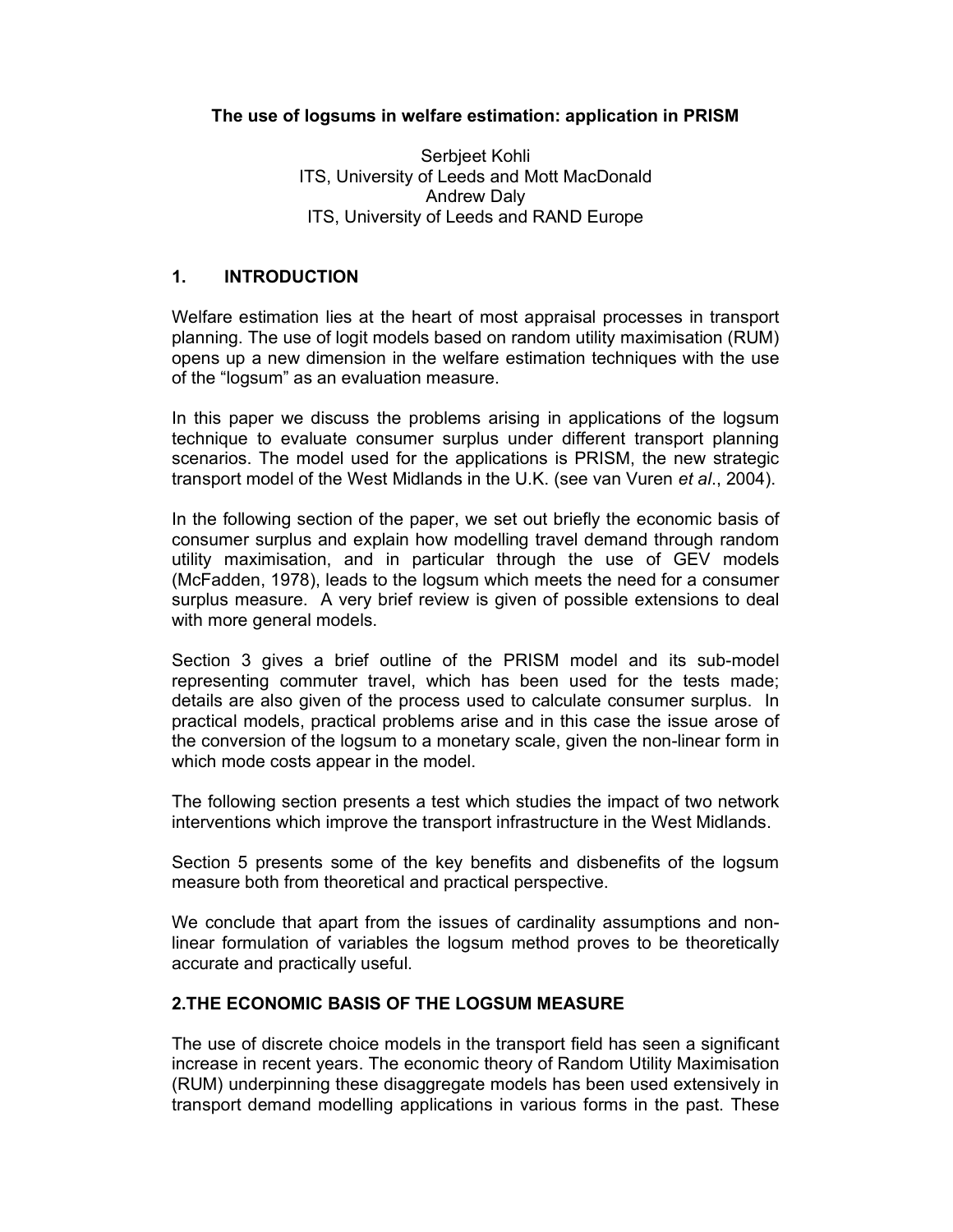# The use of logsums in welfare estimation: application in PRISM

Serbjeet Kohli
ITS, University of Leeds and Mott MacDonald
Andrew Daly
ITS, University of Leeds and RAND Europe

## 1. INTRODUCTION

Welfare estimation lies at the heart of most appraisal processes in transport planning. The use of logit models based on random utility maximisation (RUM) opens up a new dimension in the welfare estimation techniques with the use of the "logsum" as an evaluation measure.

In this paper we discuss the problems arising in applications of the logsum technique to evaluate consumer surplus under different transport planning scenarios. The model used for the applications is PRISM, the new strategic transport model of the West Midlands in the U.K. (see van Vuren *et al*., 2004).

In the following section of the paper, we set out briefly the economic basis of consumer surplus and explain how modelling travel demand through random utility maximisation, and in particular through the use of GEV models (McFadden, 1978), leads to the logsum which meets the need for a consumer surplus measure. A very brief review is given of possible extensions to deal with more general models.

Section 3 gives a brief outline of the PRISM model and its sub-model representing commuter travel, which has been used for the tests made; details are also given of the process used to calculate consumer surplus. In practical models, practical problems arise and in this case the issue arose of the conversion of the logsum to a monetary scale, given the non-linear form in which mode costs appear in the model.

The following section presents a test which studies the impact of two network interventions which improve the transport infrastructure in the West Midlands.

Section 5 presents some of the key benefits and disbenefits of the logsum measure both from theoretical and practical perspective.

We conclude that apart from the issues of cardinality assumptions and non-linear formulation of variables the logsum method proves to be theoretically accurate and practically useful.

## 2. THE ECONOMIC BASIS OF THE LOGSUM MEASURE

The use of discrete choice models in the transport field has seen a significant increase in recent years. The economic theory of Random Utility Maximisation (RUM) underpinning these disaggregate models has been used extensively in transport demand modelling applications in various forms in the past. These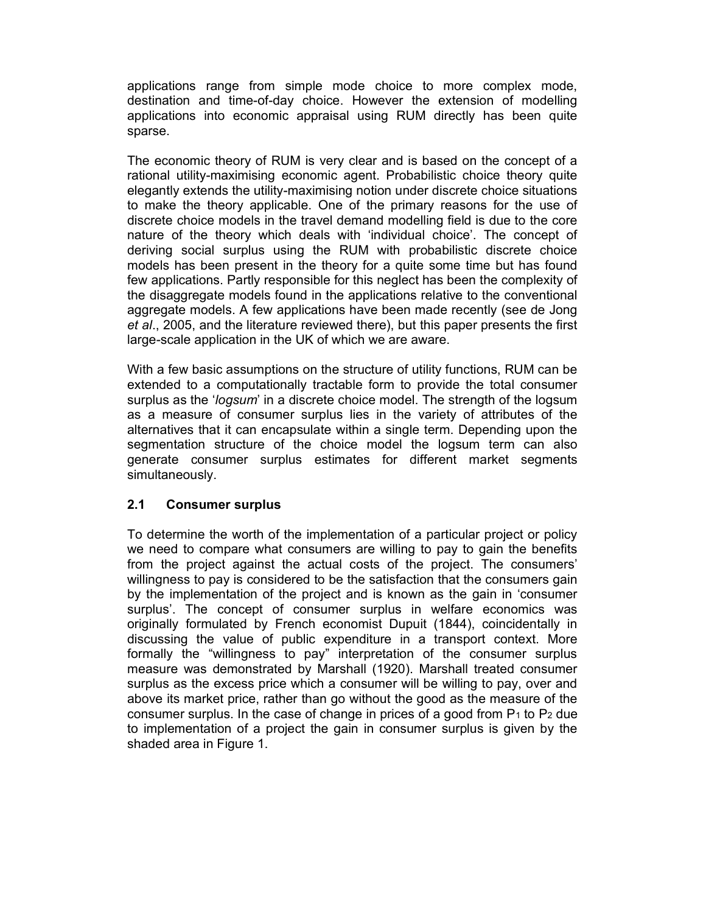applications range from simple mode choice to more complex mode, destination and time-of-day choice. However the extension of modelling applications into economic appraisal using RUM directly has been quite sparse.

The economic theory of RUM is very clear and is based on the concept of a rational utility-maximising economic agent. Probabilistic choice theory quite elegantly extends the utility-maximising notion under discrete choice situations to make the theory applicable. One of the primary reasons for the use of discrete choice models in the travel demand modelling field is due to the core nature of the theory which deals with 'individual choice'. The concept of deriving social surplus using the RUM with probabilistic discrete choice models has been present in the theory for a quite some time but has found few applications. Partly responsible for this neglect has been the complexity of the disaggregate models found in the applications relative to the conventional aggregate models. A few applications have been made recently (see de Jong *et al*., 2005, and the literature reviewed there), but this paper presents the first large-scale application in the UK of which we are aware.

With a few basic assumptions on the structure of utility functions, RUM can be extended to a computationally tractable form to provide the total consumer surplus as the '*logsum*' in a discrete choice model. The strength of the logsum as a measure of consumer surplus lies in the variety of attributes of the alternatives that it can encapsulate within a single term. Depending upon the segmentation structure of the choice model the logsum term can also generate consumer surplus estimates for different market segments simultaneously.

### 2.1 Consumer surplus

To determine the worth of the implementation of a particular project or policy we need to compare what consumers are willing to pay to gain the benefits from the project against the actual costs of the project. The consumers' willingness to pay is considered to be the satisfaction that the consumers gain by the implementation of the project and is known as the gain in 'consumer surplus'. The concept of consumer surplus in welfare economics was originally formulated by French economist Dupuit (1844), coincidentally in discussing the value of public expenditure in a transport context. More formally the "willingness to pay" interpretation of the consumer surplus measure was demonstrated by Marshall (1920). Marshall treated consumer surplus as the excess price which a consumer will be willing to pay, over and above its market price, rather than go without the good as the measure of the consumer surplus. In the case of change in prices of a good from $P_1$ to $P_2$ due to implementation of a project the gain in consumer surplus is given by the shaded area in Figure 1.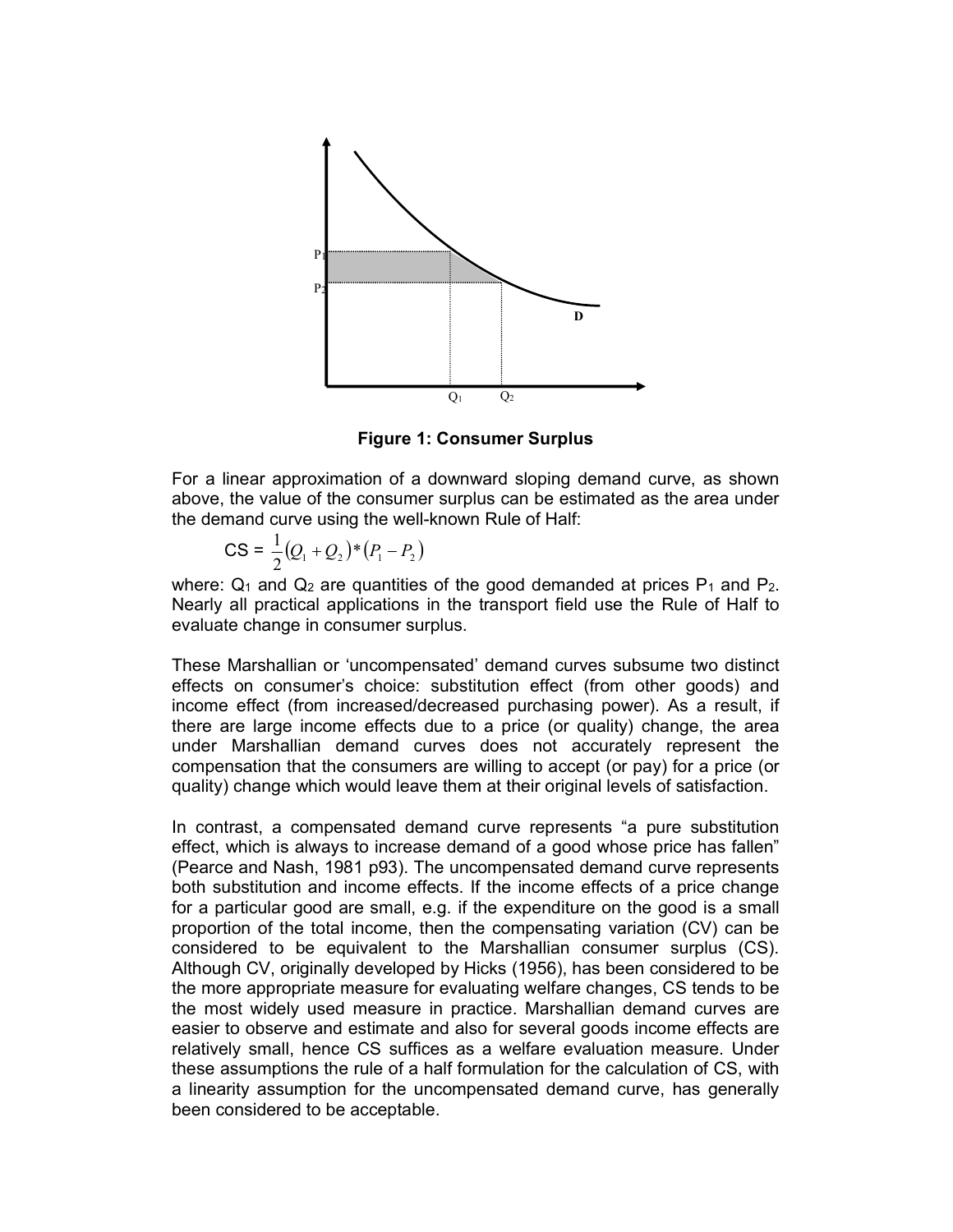**Figure 1: Consumer Surplus**

For a linear approximation of a downward sloping demand curve, as shown above, the value of the consumer surplus can be estimated as the area under the demand curve using the well-known Rule of Half:

$$CS = \frac{1}{2}(Q_1 + Q_2) * (P_1 - P_2)$$

where: $Q_1$ and $Q_2$ are quantities of the good demanded at prices $P_1$ and $P_2$. Nearly all practical applications in the transport field use the Rule of Half to evaluate change in consumer surplus.

These Marshallian or 'uncompensated' demand curves subsume two distinct effects on consumer's choice: substitution effect (from other goods) and income effect (from increased/decreased purchasing power). As a result, if there are large income effects due to a price (or quality) change, the area under Marshallian demand curves does not accurately represent the compensation that the consumers are willing to accept (or pay) for a price (or quality) change which would leave them at their original levels of satisfaction.

In contrast, a compensated demand curve represents "a pure substitution effect, which is always to increase demand of a good whose price has fallen" (Pearce and Nash, 1981 p93). The uncompensated demand curve represents both substitution and income effects. If the income effects of a price change for a particular good are small, e.g. if the expenditure on the good is a small proportion of the total income, then the compensating variation (CV) can be considered to be equivalent to the Marshallian consumer surplus (CS). Although CV, originally developed by Hicks (1956), has been considered to be the more appropriate measure for evaluating welfare changes, CS tends to be the most widely used measure in practice. Marshallian demand curves are easier to observe and estimate and also for several goods income effects are relatively small, hence CS suffices as a welfare evaluation measure. Under these assumptions the rule of a half formulation for the calculation of CS, with a linearity assumption for the uncompensated demand curve, has generally been considered to be acceptable.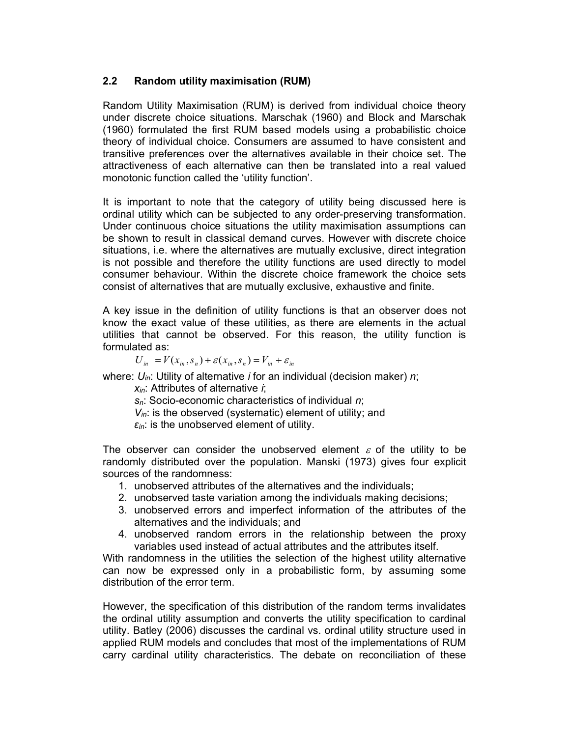## 2.2 Random utility maximisation (RUM)

Random Utility Maximisation (RUM) is derived from individual choice theory under discrete choice situations. Marschak (1960) and Block and Marschak (1960) formulated the first RUM based models using a probabilistic choice theory of individual choice. Consumers are assumed to have consistent and transitive preferences over the alternatives available in their choice set. The attractiveness of each alternative can then be translated into a real valued monotonic function called the 'utility function'.

It is important to note that the category of utility being discussed here is ordinal utility which can be subjected to any order-preserving transformation. Under continuous choice situations the utility maximisation assumptions can be shown to result in classical demand curves. However with discrete choice situations, i.e. where the alternatives are mutually exclusive, direct integration is not possible and therefore the utility functions are used directly to model consumer behaviour. Within the discrete choice framework the choice sets consist of alternatives that are mutually exclusive, exhaustive and finite.

A key issue in the definition of utility functions is that an observer does not know the exact value of these utilities, as there are elements in the actual utilities that cannot be observed. For this reason, the utility function is formulated as:

$$U_{in} = V(x_{in}, s_n) + \varepsilon(x_{in}, s_n) = V_{in} + \varepsilon_{in}$$

where: $U_{in}$: Utility of alternative *i* for an individual (decision maker) *n*;
$x_{in}$: Attributes of alternative *i*;
$s_n$: Socio-economic characteristics of individual *n*;
$V_{in}$: is the observed (systematic) element of utility; and
$\varepsilon_{in}$: is the unobserved element of utility.

The observer can consider the unobserved element $\varepsilon$ of the utility to be randomly distributed over the population. Manski (1973) gives four explicit sources of the randomness:

1. unobserved attributes of the alternatives and the individuals;
2. unobserved taste variation among the individuals making decisions;
3. unobserved errors and imperfect information of the attributes of the alternatives and the individuals; and
4. unobserved random errors in the relationship between the proxy variables used instead of actual attributes and the attributes itself.

With randomness in the utilities the selection of the highest utility alternative can now be expressed only in a probabilistic form, by assuming some distribution of the error term.

However, the specification of this distribution of the random terms invalidates the ordinal utility assumption and converts the utility specification to cardinal utility. Batley (2006) discusses the cardinal vs. ordinal utility structure used in applied RUM models and concludes that most of the implementations of RUM carry cardinal utility characteristics. The debate on reconciliation of these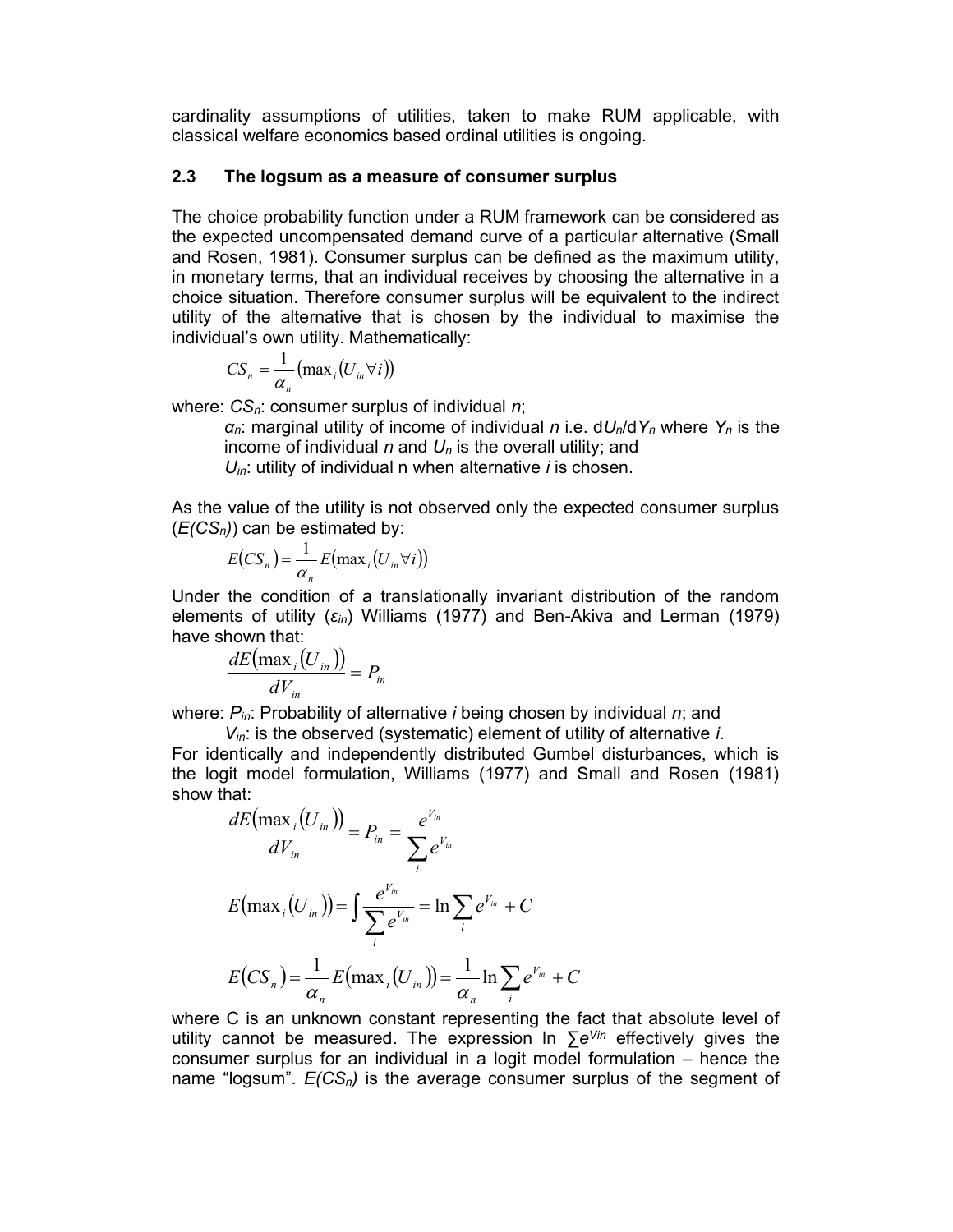cardinality assumptions of utilities, taken to make RUM applicable, with classical welfare economics based ordinal utilities is ongoing.

### 2.3 The logsum as a measure of consumer surplus

The choice probability function under a RUM framework can be considered as the expected uncompensated demand curve of a particular alternative (Small and Rosen, 1981). Consumer surplus can be defined as the maximum utility, in monetary terms, that an individual receives by choosing the alternative in a choice situation. Therefore consumer surplus will be equivalent to the indirect utility of the alternative that is chosen by the individual to maximise the individual's own utility. Mathematically:

$$CS_n = \frac{1}{\alpha_n}\left(\max_i\left(U_{in}\,\forall i\right)\right)$$

where: $CS_n$: consumer surplus of individual $n$;

$\alpha_n$: marginal utility of income of individual $n$ i.e. $dU_n/dY_n$ where $Y_n$ is the income of individual $n$ and $U_n$ is the overall utility; and

$U_{in}$: utility of individual n when alternative $i$ is chosen.

As the value of the utility is not observed only the expected consumer surplus ($E(CS_n)$) can be estimated by:

$$E(CS_n) = \frac{1}{\alpha_n}E\left(\max_i\left(U_{in}\,\forall i\right)\right)$$

Under the condition of a translationally invariant distribution of the random elements of utility ($\varepsilon_{in}$) Williams (1977) and Ben-Akiva and Lerman (1979) have shown that:

$$\frac{dE\left(\max_i\left(U_{in}\right)\right)}{dV_{in}} = P_{in}$$

where: $P_{in}$: Probability of alternative $i$ being chosen by individual $n$; and

$V_{in}$: is the observed (systematic) element of utility of alternative $i$.

For identically and independently distributed Gumbel disturbances, which is the logit model formulation, Williams (1977) and Small and Rosen (1981) show that:

$$\frac{dE\left(\max_i\left(U_{in}\right)\right)}{dV_{in}} = P_{in} = \frac{e^{V_{in}}}{\sum_i e^{V_{in}}}$$

$$E\left(\max_i\left(U_{in}\right)\right) = \int \frac{e^{V_{in}}}{\sum_i e^{V_{in}}} = \ln\sum_i e^{V_{in}} + C$$

$$E(CS_n) = \frac{1}{\alpha_n}E\left(\max_i\left(U_{in}\right)\right) = \frac{1}{\alpha_n}\ln\sum_i e^{V_{in}} + C$$

where C is an unknown constant representing the fact that absolute level of utility cannot be measured. The expression $\ln \sum e^{V_{in}}$ effectively gives the consumer surplus for an individual in a logit model formulation – hence the name "logsum". $E(CS_n)$ is the average consumer surplus of the segment of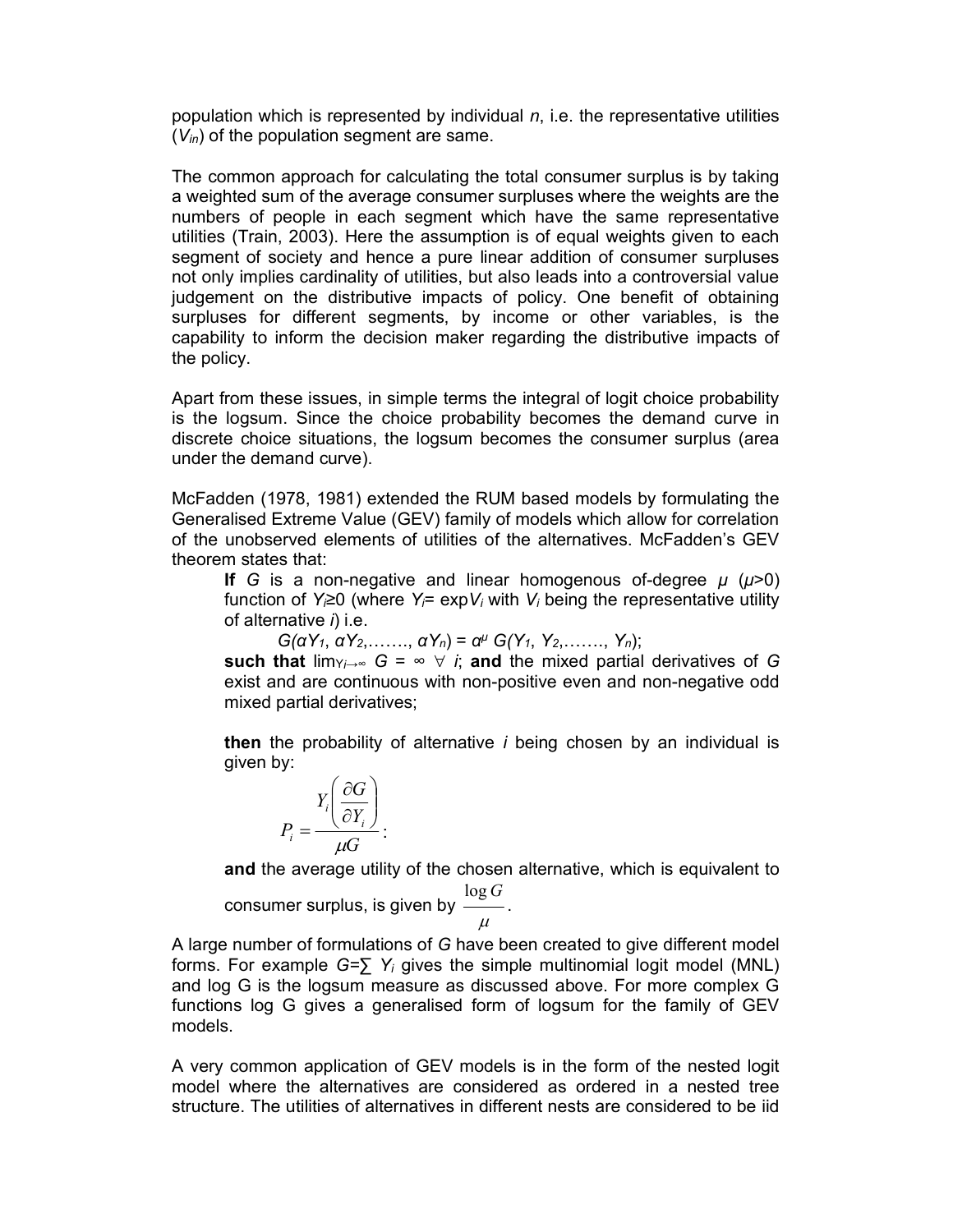population which is represented by individual $n$, i.e. the representative utilities ($V_{in}$) of the population segment are same.

The common approach for calculating the total consumer surplus is by taking a weighted sum of the average consumer surpluses where the weights are the numbers of people in each segment which have the same representative utilities (Train, 2003). Here the assumption is of equal weights given to each segment of society and hence a pure linear addition of consumer surpluses not only implies cardinality of utilities, but also leads into a controversial value judgement on the distributive impacts of policy. One benefit of obtaining surpluses for different segments, by income or other variables, is the capability to inform the decision maker regarding the distributive impacts of the policy.

Apart from these issues, in simple terms the integral of logit choice probability is the logsum. Since the choice probability becomes the demand curve in discrete choice situations, the logsum becomes the consumer surplus (area under the demand curve).

McFadden (1978, 1981) extended the RUM based models by formulating the Generalised Extreme Value (GEV) family of models which allow for correlation of the unobserved elements of utilities of the alternatives. McFadden's GEV theorem states that:

> **If** $G$ is a non-negative and linear homogenous of-degree $\mu$ ($\mu$>0) function of $Y_i \geq 0$ (where $Y_i = \exp V_i$ with $V_i$ being the representative utility of alternative $i$) i.e.
>
> $G(\alpha Y_1, \alpha Y_2, \ldots, \alpha Y_n) = \alpha^{\mu} G(Y_1, Y_2, \ldots, Y_n)$;
>
> **such that** $\lim_{Y_i \to \infty} G = \infty \ \forall \ i$; **and** the mixed partial derivatives of $G$ exist and are continuous with non-positive even and non-negative odd mixed partial derivatives;
>
> **then** the probability of alternative $i$ being chosen by an individual is given by:
>
> $$P_i = \frac{Y_i \left( \frac{\partial G}{\partial Y_i} \right)}{\mu G};$$
>
> **and** the average utility of the chosen alternative, which is equivalent to consumer surplus, is given by $\frac{\log G}{\mu}$.

A large number of formulations of $G$ have been created to give different model forms. For example $G = \sum Y_i$ gives the simple multinomial logit model (MNL) and log G is the logsum measure as discussed above. For more complex G functions log G gives a generalised form of logsum for the family of GEV models.

A very common application of GEV models is in the form of the nested logit model where the alternatives are considered as ordered in a nested tree structure. The utilities of alternatives in different nests are considered to be iid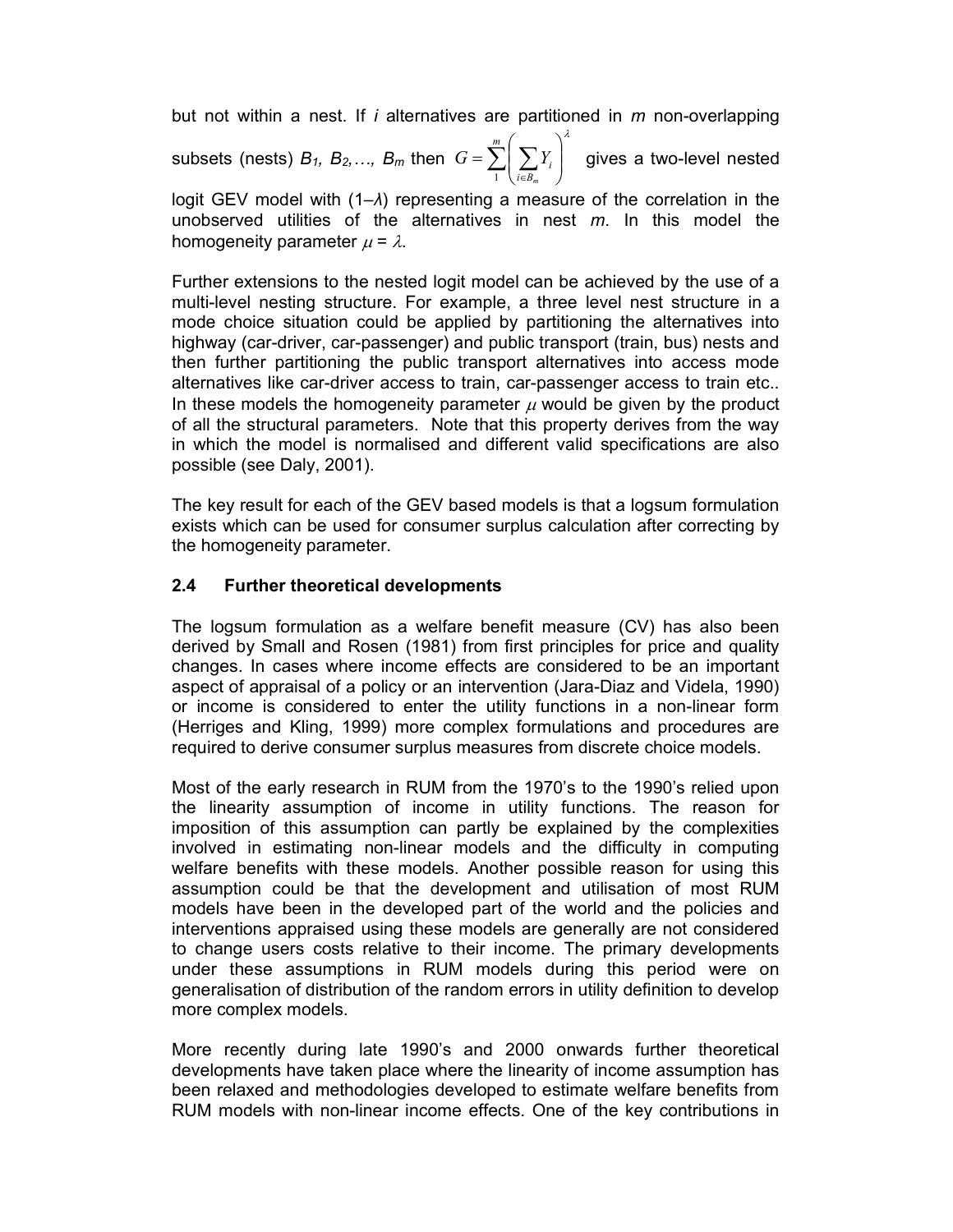but not within a nest. If $i$ alternatives are partitioned in $m$ non-overlapping subsets (nests) $B_1, B_2, \ldots, B_m$ then $G = \sum_{1}^{m} \left( \sum_{i \in B_m} Y_i \right)^{\lambda}$ gives a two-level nested logit GEV model with $(1–\lambda)$ representing a measure of the correlation in the unobserved utilities of the alternatives in nest $m$. In this model the homogeneity parameter $\mu = \lambda$.

Further extensions to the nested logit model can be achieved by the use of a multi-level nesting structure. For example, a three level nest structure in a mode choice situation could be applied by partitioning the alternatives into highway (car-driver, car-passenger) and public transport (train, bus) nests and then further partitioning the public transport alternatives into access mode alternatives like car-driver access to train, car-passenger access to train etc.. In these models the homogeneity parameter $\mu$ would be given by the product of all the structural parameters. Note that this property derives from the way in which the model is normalised and different valid specifications are also possible (see Daly, 2001).

The key result for each of the GEV based models is that a logsum formulation exists which can be used for consumer surplus calculation after correcting by the homogeneity parameter.

### 2.4 Further theoretical developments

The logsum formulation as a welfare benefit measure (CV) has also been derived by Small and Rosen (1981) from first principles for price and quality changes. In cases where income effects are considered to be an important aspect of appraisal of a policy or an intervention (Jara-Diaz and Videla, 1990) or income is considered to enter the utility functions in a non-linear form (Herriges and Kling, 1999) more complex formulations and procedures are required to derive consumer surplus measures from discrete choice models.

Most of the early research in RUM from the 1970's to the 1990's relied upon the linearity assumption of income in utility functions. The reason for imposition of this assumption can partly be explained by the complexities involved in estimating non-linear models and the difficulty in computing welfare benefits with these models. Another possible reason for using this assumption could be that the development and utilisation of most RUM models have been in the developed part of the world and the policies and interventions appraised using these models are generally are not considered to change users costs relative to their income. The primary developments under these assumptions in RUM models during this period were on generalisation of distribution of the random errors in utility definition to develop more complex models.

More recently during late 1990's and 2000 onwards further theoretical developments have taken place where the linearity of income assumption has been relaxed and methodologies developed to estimate welfare benefits from RUM models with non-linear income effects. One of the key contributions in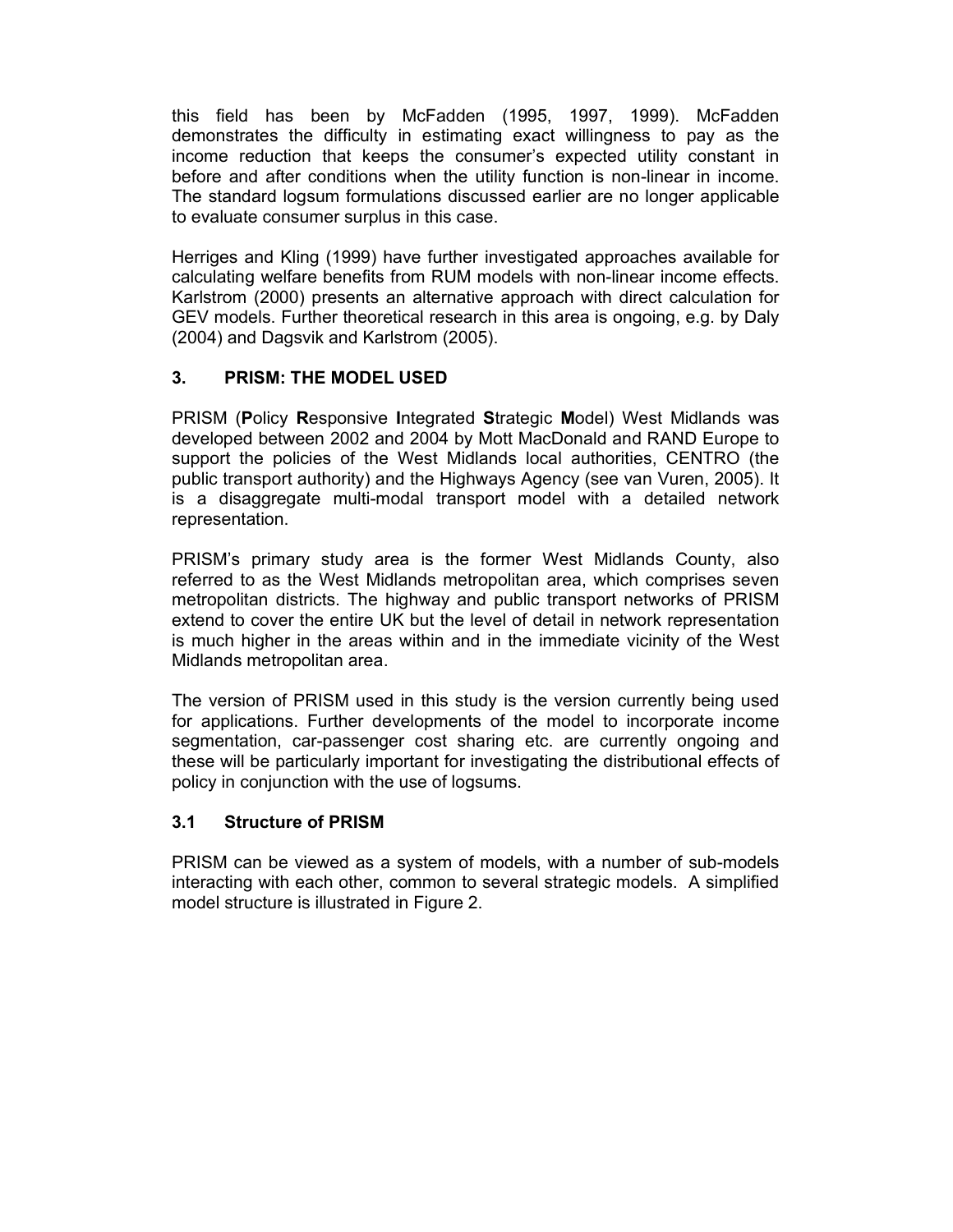this field has been by McFadden (1995, 1997, 1999). McFadden demonstrates the difficulty in estimating exact willingness to pay as the income reduction that keeps the consumer's expected utility constant in before and after conditions when the utility function is non-linear in income. The standard logsum formulations discussed earlier are no longer applicable to evaluate consumer surplus in this case.

Herriges and Kling (1999) have further investigated approaches available for calculating welfare benefits from RUM models with non-linear income effects. Karlstrom (2000) presents an alternative approach with direct calculation for GEV models. Further theoretical research in this area is ongoing, e.g. by Daly (2004) and Dagsvik and Karlstrom (2005).

## 3. PRISM: THE MODEL USED

PRISM (**P**olicy **R**esponsive **I**ntegrated **S**trategic **M**odel) West Midlands was developed between 2002 and 2004 by Mott MacDonald and RAND Europe to support the policies of the West Midlands local authorities, CENTRO (the public transport authority) and the Highways Agency (see van Vuren, 2005). It is a disaggregate multi-modal transport model with a detailed network representation.

PRISM's primary study area is the former West Midlands County, also referred to as the West Midlands metropolitan area, which comprises seven metropolitan districts. The highway and public transport networks of PRISM extend to cover the entire UK but the level of detail in network representation is much higher in the areas within and in the immediate vicinity of the West Midlands metropolitan area.

The version of PRISM used in this study is the version currently being used for applications. Further developments of the model to incorporate income segmentation, car-passenger cost sharing etc. are currently ongoing and these will be particularly important for investigating the distributional effects of policy in conjunction with the use of logsums.

### 3.1 Structure of PRISM

PRISM can be viewed as a system of models, with a number of sub-models interacting with each other, common to several strategic models. A simplified model structure is illustrated in Figure 2.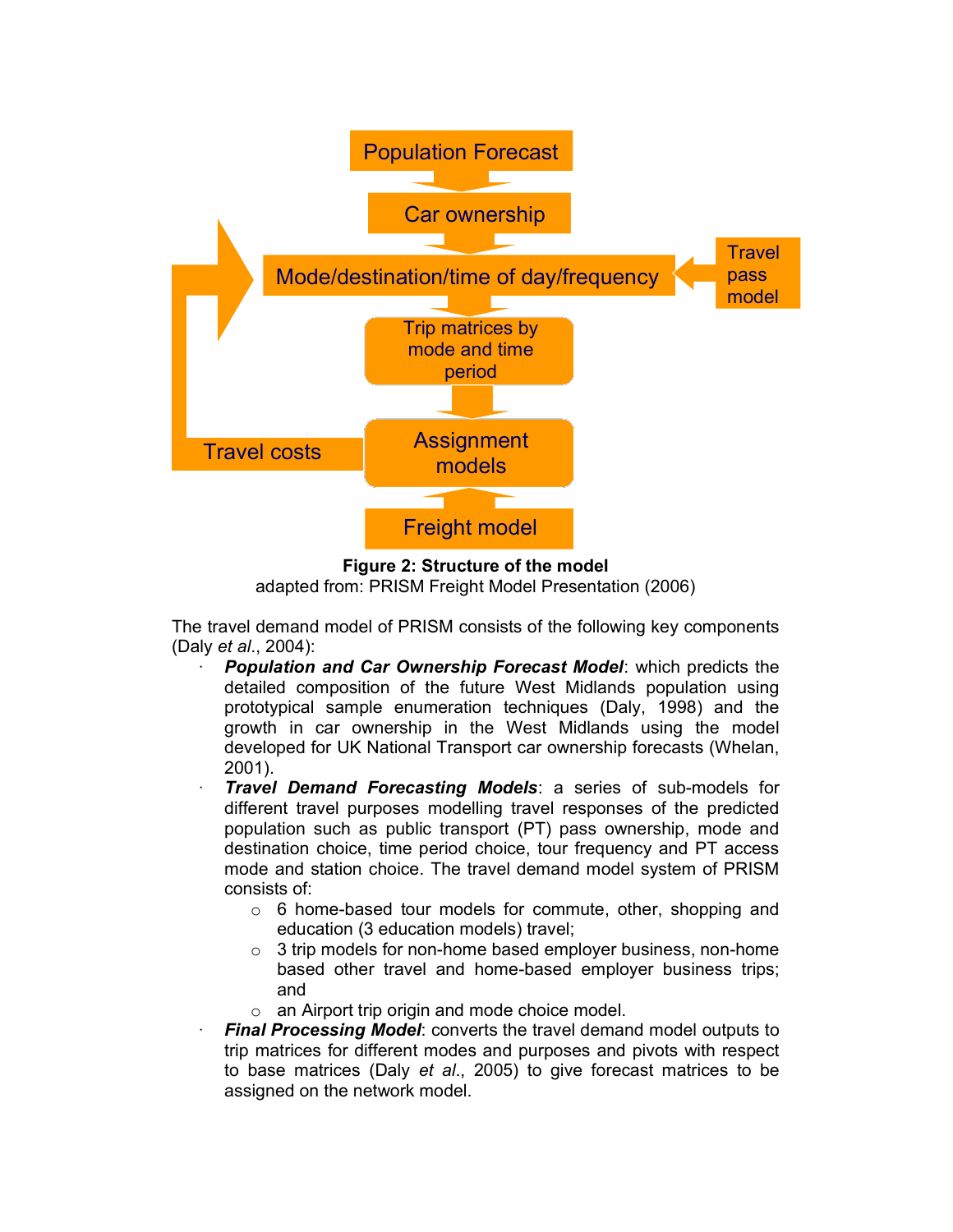Population Forecast

Car ownership

Mode/destination/time of day/frequency

Travel pass model

Trip matrices by mode and time period

Assignment models

Travel costs

Freight model

**Figure 2: Structure of the model**
adapted from: PRISM Freight Model Presentation (2006)

The travel demand model of PRISM consists of the following key components (Daly *et al*., 2004):

- ***Population and Car Ownership Forecast Model***: which predicts the detailed composition of the future West Midlands population using prototypical sample enumeration techniques (Daly, 1998) and the growth in car ownership in the West Midlands using the model developed for UK National Transport car ownership forecasts (Whelan, 2001).
- ***Travel Demand Forecasting Models***: a series of sub-models for different travel purposes modelling travel responses of the predicted population such as public transport (PT) pass ownership, mode and destination choice, time period choice, tour frequency and PT access mode and station choice. The travel demand model system of PRISM consists of:
  - 6 home-based tour models for commute, other, shopping and education (3 education models) travel;
  - 3 trip models for non-home based employer business, non-home based other travel and home-based employer business trips; and
  - an Airport trip origin and mode choice model.
- ***Final Processing Model***: converts the travel demand model outputs to trip matrices for different modes and purposes and pivots with respect to base matrices (Daly *et al*., 2005) to give forecast matrices to be assigned on the network model.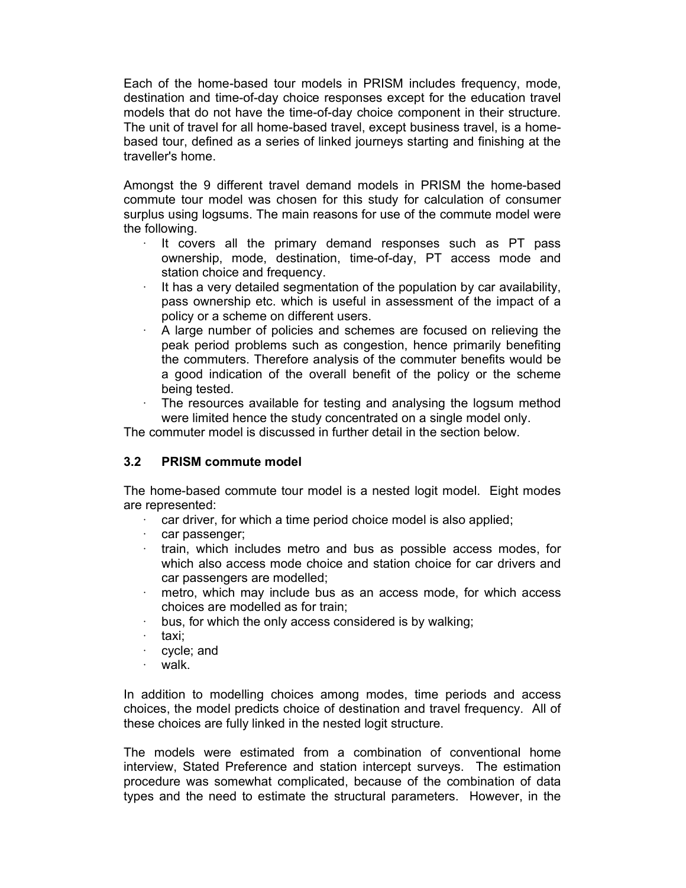Each of the home-based tour models in PRISM includes frequency, mode, destination and time-of-day choice responses except for the education travel models that do not have the time-of-day choice component in their structure. The unit of travel for all home-based travel, except business travel, is a home-based tour, defined as a series of linked journeys starting and finishing at the traveller's home.

Amongst the 9 different travel demand models in PRISM the home-based commute tour model was chosen for this study for calculation of consumer surplus using logsums. The main reasons for use of the commute model were the following.

- It covers all the primary demand responses such as PT pass ownership, mode, destination, time-of-day, PT access mode and station choice and frequency.
- It has a very detailed segmentation of the population by car availability, pass ownership etc. which is useful in assessment of the impact of a policy or a scheme on different users.
- A large number of policies and schemes are focused on relieving the peak period problems such as congestion, hence primarily benefiting the commuters. Therefore analysis of the commuter benefits would be a good indication of the overall benefit of the policy or the scheme being tested.
- The resources available for testing and analysing the logsum method were limited hence the study concentrated on a single model only.

The commuter model is discussed in further detail in the section below.

### 3.2 PRISM commute model

The home-based commute tour model is a nested logit model. Eight modes are represented:

- car driver, for which a time period choice model is also applied;
- car passenger;
- train, which includes metro and bus as possible access modes, for which also access mode choice and station choice for car drivers and car passengers are modelled;
- metro, which may include bus as an access mode, for which access choices are modelled as for train;
- bus, for which the only access considered is by walking;
- taxi;
- cycle; and
- walk.

In addition to modelling choices among modes, time periods and access choices, the model predicts choice of destination and travel frequency. All of these choices are fully linked in the nested logit structure.

The models were estimated from a combination of conventional home interview, Stated Preference and station intercept surveys. The estimation procedure was somewhat complicated, because of the combination of data types and the need to estimate the structural parameters. However, in the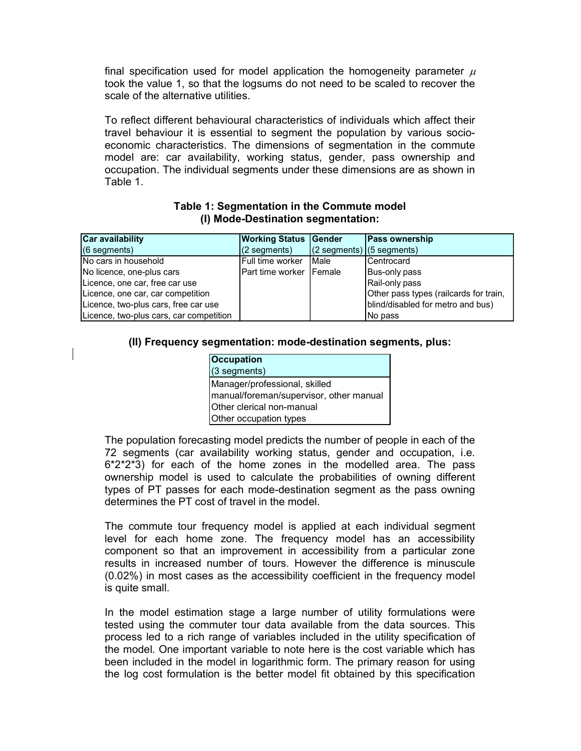final specification used for model application the homogeneity parameter $\mu$ took the value 1, so that the logsums do not need to be scaled to recover the scale of the alternative utilities.

To reflect different behavioural characteristics of individuals which affect their travel behaviour it is essential to segment the population by various socio-economic characteristics. The dimensions of segmentation in the commute model are: car availability, working status, gender, pass ownership and occupation. The individual segments under these dimensions are as shown in Table 1.

**Table 1: Segmentation in the Commute model**
**(I) Mode-Destination segmentation:**

| Car availability (6 segments) | Working Status (2 segments) | Gender (2 segments) | Pass ownership (5 segments) |
|---|---|---|---|
| No cars in household | Full time worker | Male | Centrocard |
| No licence, one-plus cars | Part time worker | Female | Bus-only pass |
| Licence, one car, free car use | | | Rail-only pass |
| Licence, one car, car competition | | | Other pass types (railcards for train, blind/disabled for metro and bus) |
| Licence, two-plus cars, free car use | | | No pass |
| Licence, two-plus cars, car competition | | | |

**(II) Frequency segmentation: mode-destination segments, plus:**

| Occupation (3 segments) |
|---|
| Manager/professional, skilled manual/foreman/supervisor, other manual |
| Other clerical non-manual |
| Other occupation types |

The population forecasting model predicts the number of people in each of the 72 segments (car availability working status, gender and occupation, i.e. 6*2*2*3) for each of the home zones in the modelled area. The pass ownership model is used to calculate the probabilities of owning different types of PT passes for each mode-destination segment as the pass owning determines the PT cost of travel in the model.

The commute tour frequency model is applied at each individual segment level for each home zone. The frequency model has an accessibility component so that an improvement in accessibility from a particular zone results in increased number of tours. However the difference is minuscule (0.02%) in most cases as the accessibility coefficient in the frequency model is quite small.

In the model estimation stage a large number of utility formulations were tested using the commuter tour data available from the data sources. This process led to a rich range of variables included in the utility specification of the model. One important variable to note here is the cost variable which has been included in the model in logarithmic form. The primary reason for using the log cost formulation is the better model fit obtained by this specification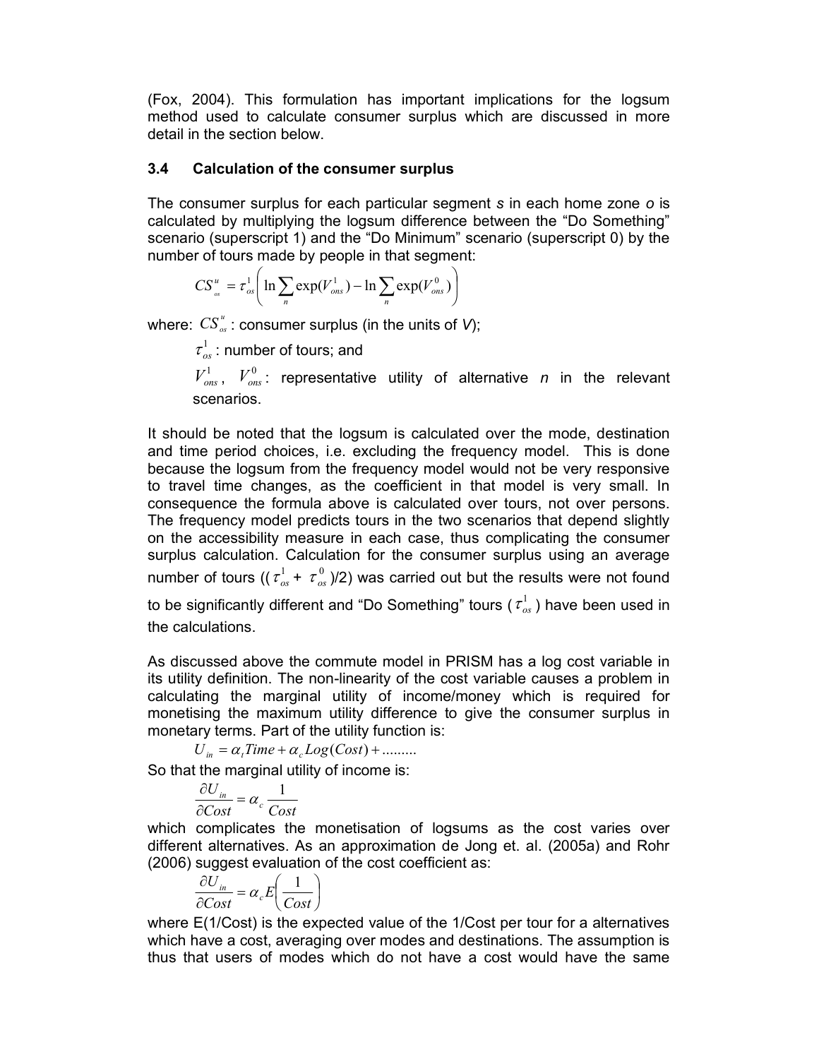(Fox, 2004). This formulation has important implications for the logsum method used to calculate consumer surplus which are discussed in more detail in the section below.

### 3.4 Calculation of the consumer surplus

The consumer surplus for each particular segment *s* in each home zone *o* is calculated by multiplying the logsum difference between the "Do Something" scenario (superscript 1) and the "Do Minimum" scenario (superscript 0) by the number of tours made by people in that segment:

$$CS^{u}_{os} = \tau^{1}_{os}\left( \ln \sum_{n} \exp(V^{1}_{ons}) - \ln \sum_{n} \exp(V^{0}_{ons}) \right)$$

where: $CS^{u}_{os}$ : consumer surplus (in the units of *V*);

$\tau^{1}_{os}$ : number of tours; and

$V^{1}_{ons}$, $V^{0}_{ons}$ : representative utility of alternative *n* in the relevant scenarios.

It should be noted that the logsum is calculated over the mode, destination and time period choices, i.e. excluding the frequency model. This is done because the logsum from the frequency model would not be very responsive to travel time changes, as the coefficient in that model is very small. In consequence the formula above is calculated over tours, not over persons. The frequency model predicts tours in the two scenarios that depend slightly on the accessibility measure in each case, thus complicating the consumer surplus calculation. Calculation for the consumer surplus using an average number of tours (($\tau^{1}_{os}$ + $\tau^{0}_{os}$)/2) was carried out but the results were not found to be significantly different and "Do Something" tours ($\tau^{1}_{os}$) have been used in the calculations.

As discussed above the commute model in PRISM has a log cost variable in its utility definition. The non-linearity of the cost variable causes a problem in calculating the marginal utility of income/money which is required for monetising the maximum utility difference to give the consumer surplus in monetary terms. Part of the utility function is:

$$U_{in} = \alpha_{t} Time + \alpha_{c} Log(Cost) + .........$$

So that the marginal utility of income is:

$$\frac{\partial U_{in}}{\partial Cost} = \alpha_{c} \frac{1}{Cost}$$

which complicates the monetisation of logsums as the cost varies over different alternatives. As an approximation de Jong et. al. (2005a) and Rohr (2006) suggest evaluation of the cost coefficient as:

$$\frac{\partial U_{in}}{\partial Cost} = \alpha_{c} E\left(\frac{1}{Cost}\right)$$

where E(1/Cost) is the expected value of the 1/Cost per tour for a alternatives which have a cost, averaging over modes and destinations. The assumption is thus that users of modes which do not have a cost would have the same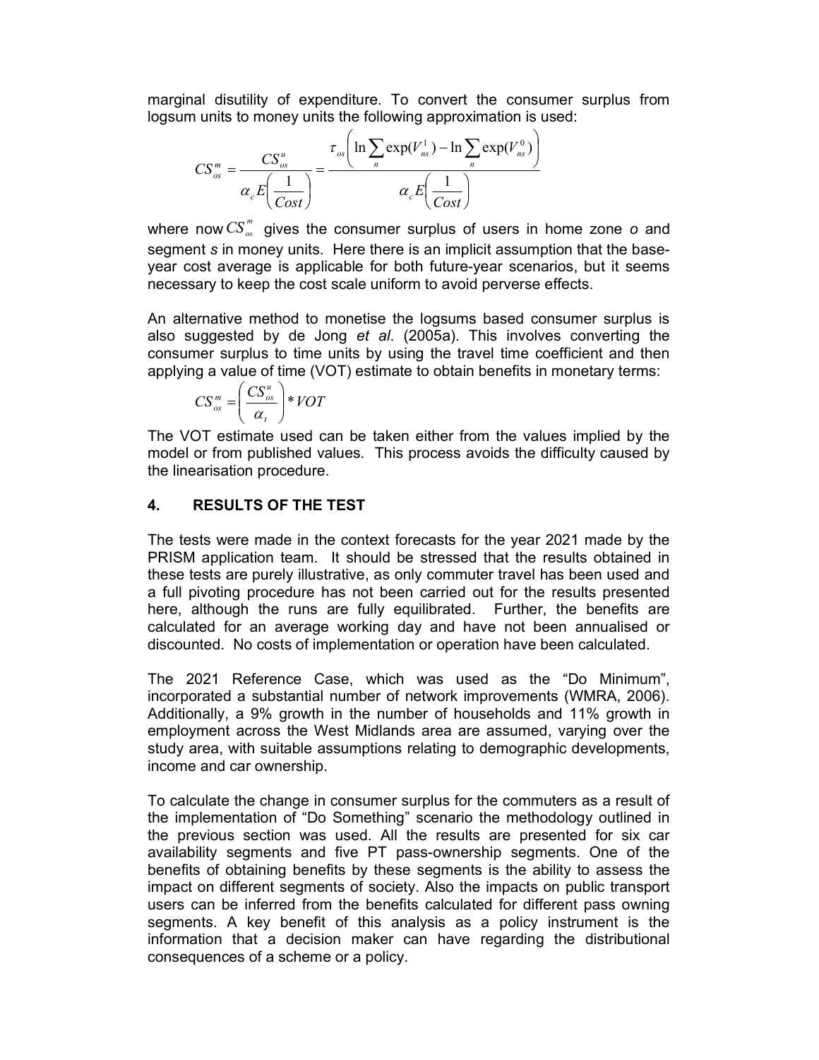marginal disutility of expenditure. To convert the consumer surplus from logsum units to money units the following approximation is used:

$$CS_{os}^{m} = \frac{CS_{os}^{u}}{\alpha_c E\left(\frac{1}{Cost}\right)} = \frac{\tau_{os}\left(\ln\sum_{n}\exp(V_{ns}^{1}) - \ln\sum_{n}\exp(V_{ns}^{0})\right)}{\alpha_c E\left(\frac{1}{Cost}\right)}$$

where now $CS_{os}^{m}$ gives the consumer surplus of users in home zone *o* and segment *s* in money units. Here there is an implicit assumption that the base-year cost average is applicable for both future-year scenarios, but it seems necessary to keep the cost scale uniform to avoid perverse effects.

An alternative method to monetise the logsums based consumer surplus is also suggested by de Jong *et al*. (2005a). This involves converting the consumer surplus to time units by using the travel time coefficient and then applying a value of time (VOT) estimate to obtain benefits in monetary terms:

$$CS_{os}^{m} = \left(\frac{CS_{os}^{u}}{\alpha_t}\right) * VOT$$

The VOT estimate used can be taken either from the values implied by the model or from published values. This process avoids the difficulty caused by the linearisation procedure.

## 4. RESULTS OF THE TEST

The tests were made in the context forecasts for the year 2021 made by the PRISM application team. It should be stressed that the results obtained in these tests are purely illustrative, as only commuter travel has been used and a full pivoting procedure has not been carried out for the results presented here, although the runs are fully equilibrated. Further, the benefits are calculated for an average working day and have not been annualised or discounted. No costs of implementation or operation have been calculated.

The 2021 Reference Case, which was used as the "Do Minimum", incorporated a substantial number of network improvements (WMRA, 2006). Additionally, a 9% growth in the number of households and 11% growth in employment across the West Midlands area are assumed, varying over the study area, with suitable assumptions relating to demographic developments, income and car ownership.

To calculate the change in consumer surplus for the commuters as a result of the implementation of "Do Something" scenario the methodology outlined in the previous section was used. All the results are presented for six car availability segments and five PT pass-ownership segments. One of the benefits of obtaining benefits by these segments is the ability to assess the impact on different segments of society. Also the impacts on public transport users can be inferred from the benefits calculated for different pass owning segments. A key benefit of this analysis as a policy instrument is the information that a decision maker can have regarding the distributional consequences of a scheme or a policy.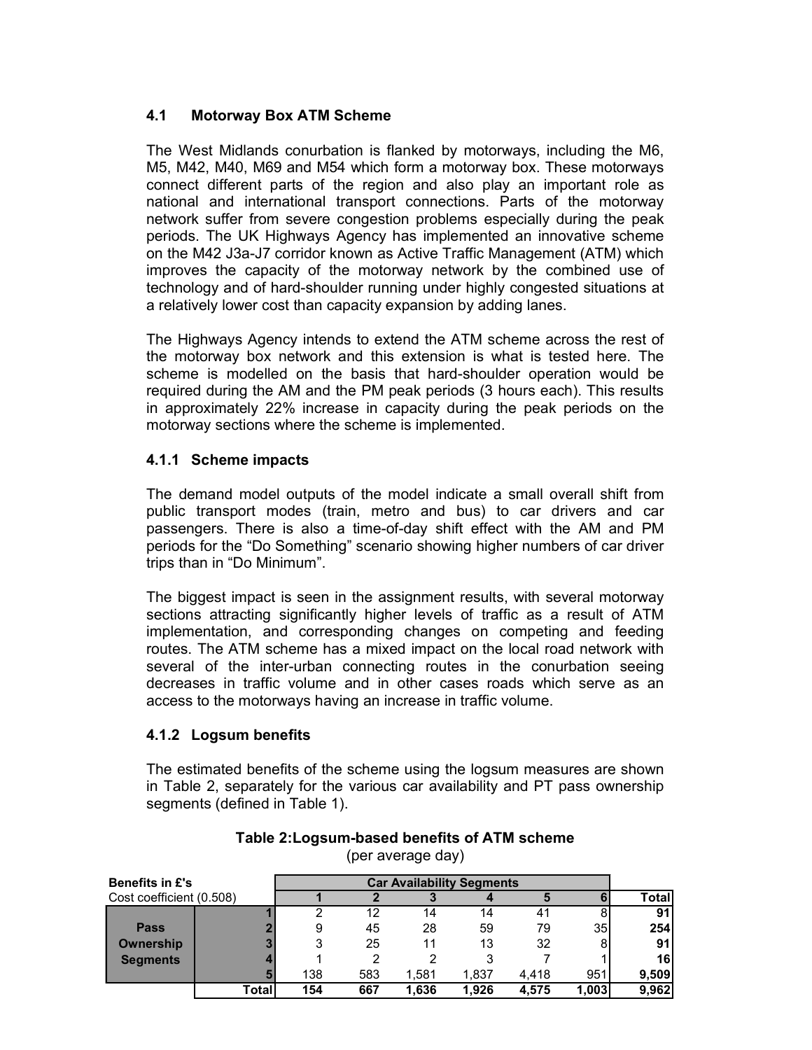## 4.1 Motorway Box ATM Scheme

The West Midlands conurbation is flanked by motorways, including the M6, M5, M42, M40, M69 and M54 which form a motorway box. These motorways connect different parts of the region and also play an important role as national and international transport connections. Parts of the motorway network suffer from severe congestion problems especially during the peak periods. The UK Highways Agency has implemented an innovative scheme on the M42 J3a-J7 corridor known as Active Traffic Management (ATM) which improves the capacity of the motorway network by the combined use of technology and of hard-shoulder running under highly congested situations at a relatively lower cost than capacity expansion by adding lanes.

The Highways Agency intends to extend the ATM scheme across the rest of the motorway box network and this extension is what is tested here. The scheme is modelled on the basis that hard-shoulder operation would be required during the AM and the PM peak periods (3 hours each). This results in approximately 22% increase in capacity during the peak periods on the motorway sections where the scheme is implemented.

### 4.1.1 Scheme impacts

The demand model outputs of the model indicate a small overall shift from public transport modes (train, metro and bus) to car drivers and car passengers. There is also a time-of-day shift effect with the AM and PM periods for the "Do Something" scenario showing higher numbers of car driver trips than in "Do Minimum".

The biggest impact is seen in the assignment results, with several motorway sections attracting significantly higher levels of traffic as a result of ATM implementation, and corresponding changes on competing and feeding routes. The ATM scheme has a mixed impact on the local road network with several of the inter-urban connecting routes in the conurbation seeing decreases in traffic volume and in other cases roads which serve as an access to the motorways having an increase in traffic volume.

### 4.1.2 Logsum benefits

The estimated benefits of the scheme using the logsum measures are shown in Table 2, separately for the various car availability and PT pass ownership segments (defined in Table 1).

**Table 2:Logsum-based benefits of ATM scheme**
(per average day)

| **Benefits in £'s** | | **Car Availability Segments** | | | | | | |
|---|---|---|---|---|---|---|---|---|
| Cost coefficient (0.508) | | **1** | **2** | **3** | **4** | **5** | **6** | **Total** |
| **Pass Ownership Segments** | **1** | 2 | 12 | 14 | 14 | 41 | 8 | **91** |
| | **2** | 9 | 45 | 28 | 59 | 79 | 35 | **254** |
| | **3** | 3 | 25 | 11 | 13 | 32 | 8 | **91** |
| | **4** | 1 | 2 | 2 | 3 | 7 | 1 | **16** |
| | **5** | 138 | 583 | 1,581 | 1,837 | 4,418 | 951 | **9,509** |
| | **Total** | **154** | **667** | **1,636** | **1,926** | **4,575** | **1,003** | **9,962** |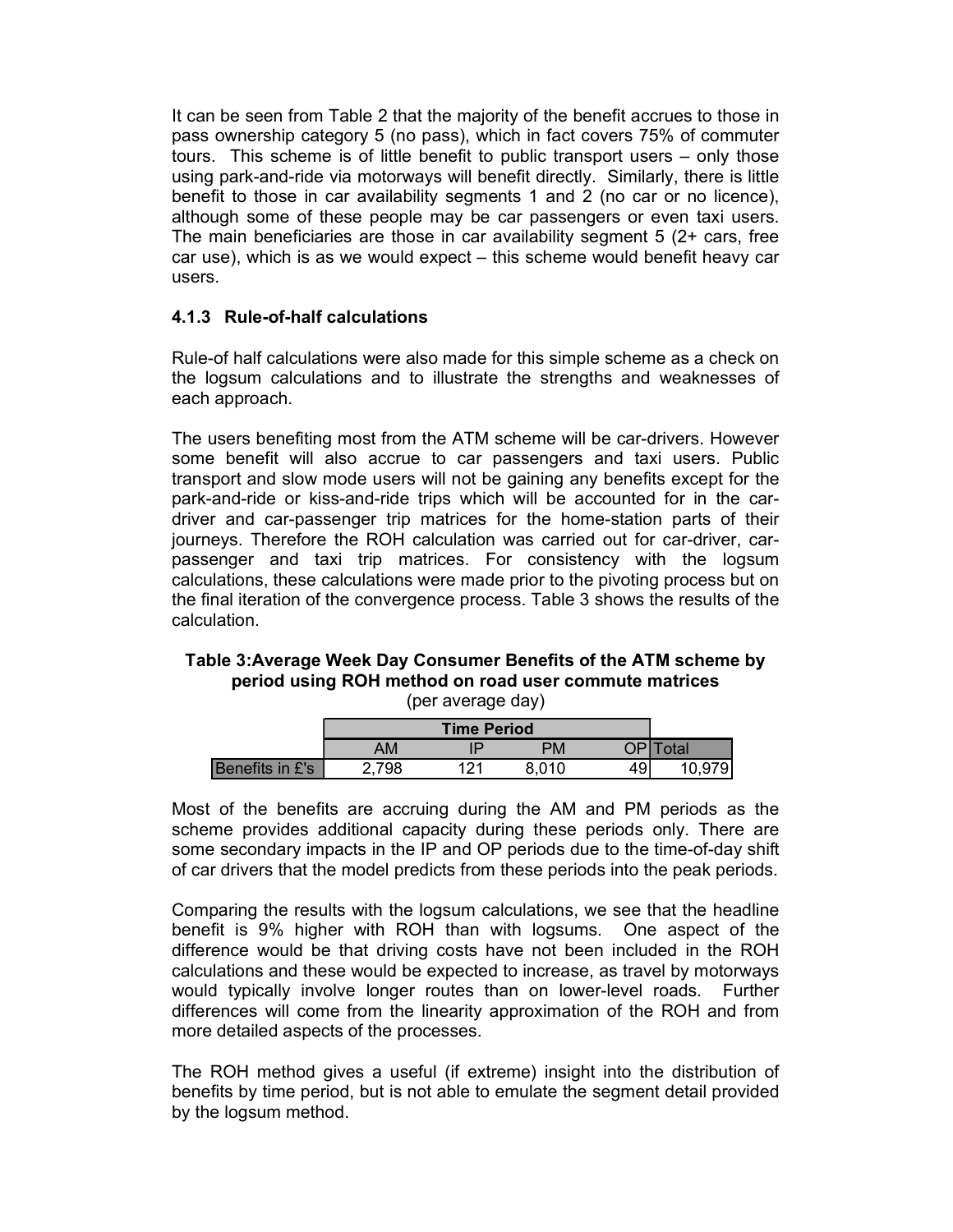It can be seen from Table 2 that the majority of the benefit accrues to those in pass ownership category 5 (no pass), which in fact covers 75% of commuter tours. This scheme is of little benefit to public transport users – only those using park-and-ride via motorways will benefit directly. Similarly, there is little benefit to those in car availability segments 1 and 2 (no car or no licence), although some of these people may be car passengers or even taxi users. The main beneficiaries are those in car availability segment 5 (2+ cars, free car use), which is as we would expect – this scheme would benefit heavy car users.

### 4.1.3 Rule-of-half calculations

Rule-of half calculations were also made for this simple scheme as a check on the logsum calculations and to illustrate the strengths and weaknesses of each approach.

The users benefiting most from the ATM scheme will be car-drivers. However some benefit will also accrue to car passengers and taxi users. Public transport and slow mode users will not be gaining any benefits except for the park-and-ride or kiss-and-ride trips which will be accounted for in the car-driver and car-passenger trip matrices for the home-station parts of their journeys. Therefore the ROH calculation was carried out for car-driver, car-passenger and taxi trip matrices. For consistency with the logsum calculations, these calculations were made prior to the pivoting process but on the final iteration of the convergence process. Table 3 shows the results of the calculation.

**Table 3:Average Week Day Consumer Benefits of the ATM scheme by period using ROH method on road user commute matrices**

(per average day)

| | Time Period | | | | |
|---|---|---|---|---|---|
| | AM | IP | PM | OP | Total |
| Benefits in £'s | 2,798 | 121 | 8,010 | 49 | 10,979 |

Most of the benefits are accruing during the AM and PM periods as the scheme provides additional capacity during these periods only. There are some secondary impacts in the IP and OP periods due to the time-of-day shift of car drivers that the model predicts from these periods into the peak periods.

Comparing the results with the logsum calculations, we see that the headline benefit is 9% higher with ROH than with logsums. One aspect of the difference would be that driving costs have not been included in the ROH calculations and these would be expected to increase, as travel by motorways would typically involve longer routes than on lower-level roads. Further differences will come from the linearity approximation of the ROH and from more detailed aspects of the processes.

The ROH method gives a useful (if extreme) insight into the distribution of benefits by time period, but is not able to emulate the segment detail provided by the logsum method.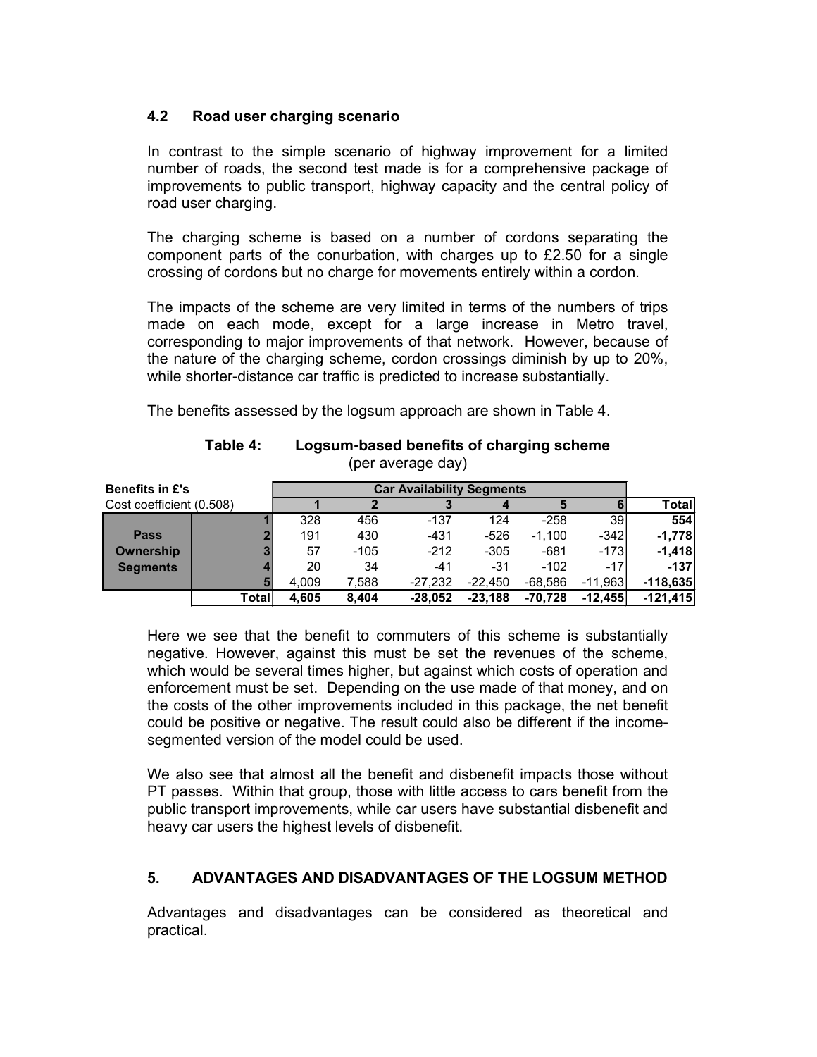### 4.2 Road user charging scenario

In contrast to the simple scenario of highway improvement for a limited number of roads, the second test made is for a comprehensive package of improvements to public transport, highway capacity and the central policy of road user charging.

The charging scheme is based on a number of cordons separating the component parts of the conurbation, with charges up to £2.50 for a single crossing of cordons but no charge for movements entirely within a cordon.

The impacts of the scheme are very limited in terms of the numbers of trips made on each mode, except for a large increase in Metro travel, corresponding to major improvements of that network. However, because of the nature of the charging scheme, cordon crossings diminish by up to 20%, while shorter-distance car traffic is predicted to increase substantially.

The benefits assessed by the logsum approach are shown in Table 4.

**Table 4: Logsum-based benefits of charging scheme**
(per average day)

| **Benefits in £'s** | | **Car Availability Segments** | | | | | | |
|---|---|---|---|---|---|---|---|---|
| Cost coefficient (0.508) | | **1** | **2** | **3** | **4** | **5** | **6** | **Total** |
| **Pass Ownership Segments** | **1** | 328 | 456 | -137 | 124 | -258 | 39 | **554** |
| | **2** | 191 | 430 | -431 | -526 | -1,100 | -342 | **-1,778** |
| | **3** | 57 | -105 | -212 | -305 | -681 | -173 | **-1,418** |
| | **4** | 20 | 34 | -41 | -31 | -102 | -17 | **-137** |
| | **5** | 4,009 | 7,588 | -27,232 | -22,450 | -68,586 | -11,963 | **-118,635** |
| | **Total** | **4,605** | **8,404** | **-28,052** | **-23,188** | **-70,728** | **-12,455** | **-121,415** |

Here we see that the benefit to commuters of this scheme is substantially negative. However, against this must be set the revenues of the scheme, which would be several times higher, but against which costs of operation and enforcement must be set. Depending on the use made of that money, and on the costs of the other improvements included in this package, the net benefit could be positive or negative. The result could also be different if the income-segmented version of the model could be used.

We also see that almost all the benefit and disbenefit impacts those without PT passes. Within that group, those with little access to cars benefit from the public transport improvements, while car users have substantial disbenefit and heavy car users the highest levels of disbenefit.

## 5. ADVANTAGES AND DISADVANTAGES OF THE LOGSUM METHOD

Advantages and disadvantages can be considered as theoretical and practical.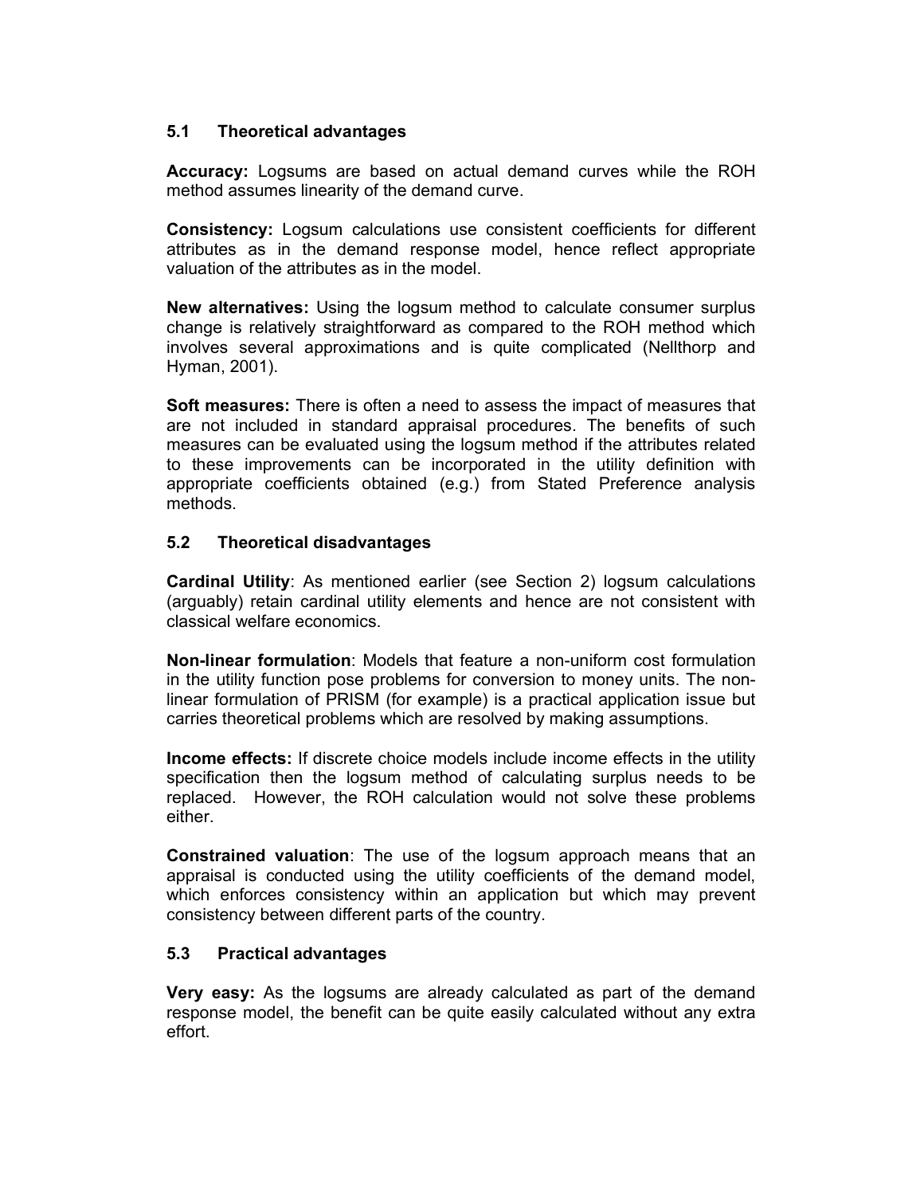### 5.1 Theoretical advantages

**Accuracy:** Logsums are based on actual demand curves while the ROH method assumes linearity of the demand curve.

**Consistency:** Logsum calculations use consistent coefficients for different attributes as in the demand response model, hence reflect appropriate valuation of the attributes as in the model.

**New alternatives:** Using the logsum method to calculate consumer surplus change is relatively straightforward as compared to the ROH method which involves several approximations and is quite complicated (Nellthorp and Hyman, 2001).

**Soft measures:** There is often a need to assess the impact of measures that are not included in standard appraisal procedures. The benefits of such measures can be evaluated using the logsum method if the attributes related to these improvements can be incorporated in the utility definition with appropriate coefficients obtained (e.g.) from Stated Preference analysis methods.

### 5.2 Theoretical disadvantages

**Cardinal Utility**: As mentioned earlier (see Section 2) logsum calculations (arguably) retain cardinal utility elements and hence are not consistent with classical welfare economics.

**Non-linear formulation**: Models that feature a non-uniform cost formulation in the utility function pose problems for conversion to money units. The non-linear formulation of PRISM (for example) is a practical application issue but carries theoretical problems which are resolved by making assumptions.

**Income effects:** If discrete choice models include income effects in the utility specification then the logsum method of calculating surplus needs to be replaced. However, the ROH calculation would not solve these problems either.

**Constrained valuation**: The use of the logsum approach means that an appraisal is conducted using the utility coefficients of the demand model, which enforces consistency within an application but which may prevent consistency between different parts of the country.

### 5.3 Practical advantages

**Very easy:** As the logsums are already calculated as part of the demand response model, the benefit can be quite easily calculated without any extra effort.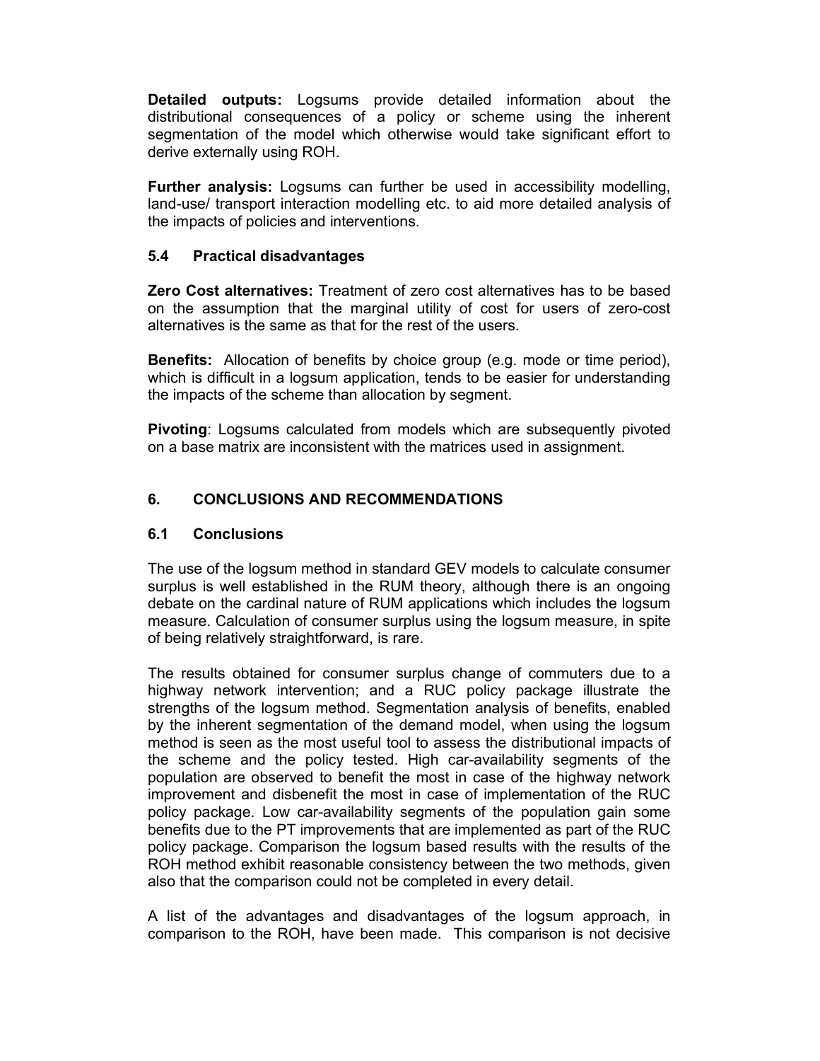**Detailed outputs:** Logsums provide detailed information about the distributional consequences of a policy or scheme using the inherent segmentation of the model which otherwise would take significant effort to derive externally using ROH.

**Further analysis:** Logsums can further be used in accessibility modelling, land-use/ transport interaction modelling etc. to aid more detailed analysis of the impacts of policies and interventions.

### 5.4 Practical disadvantages

**Zero Cost alternatives:** Treatment of zero cost alternatives has to be based on the assumption that the marginal utility of cost for users of zero-cost alternatives is the same as that for the rest of the users.

**Benefits:** Allocation of benefits by choice group (e.g. mode or time period), which is difficult in a logsum application, tends to be easier for understanding the impacts of the scheme than allocation by segment.

**Pivoting**: Logsums calculated from models which are subsequently pivoted on a base matrix are inconsistent with the matrices used in assignment.

## 6. CONCLUSIONS AND RECOMMENDATIONS

### 6.1 Conclusions

The use of the logsum method in standard GEV models to calculate consumer surplus is well established in the RUM theory, although there is an ongoing debate on the cardinal nature of RUM applications which includes the logsum measure. Calculation of consumer surplus using the logsum measure, in spite of being relatively straightforward, is rare.

The results obtained for consumer surplus change of commuters due to a highway network intervention; and a RUC policy package illustrate the strengths of the logsum method. Segmentation analysis of benefits, enabled by the inherent segmentation of the demand model, when using the logsum method is seen as the most useful tool to assess the distributional impacts of the scheme and the policy tested. High car-availability segments of the population are observed to benefit the most in case of the highway network improvement and disbenefit the most in case of implementation of the RUC policy package. Low car-availability segments of the population gain some benefits due to the PT improvements that are implemented as part of the RUC policy package. Comparison the logsum based results with the results of the ROH method exhibit reasonable consistency between the two methods, given also that the comparison could not be completed in every detail.

A list of the advantages and disadvantages of the logsum approach, in comparison to the ROH, have been made. This comparison is not decisive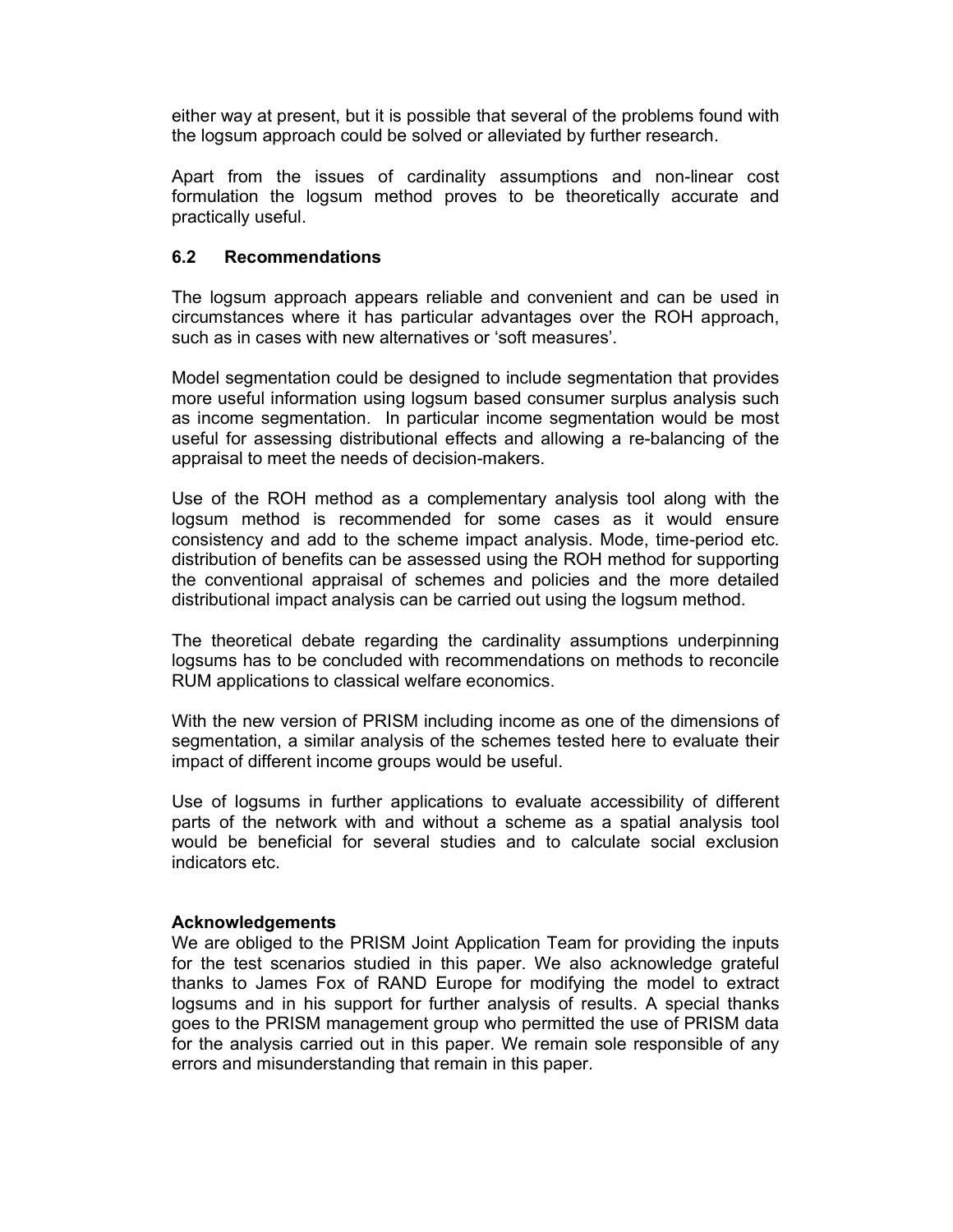either way at present, but it is possible that several of the problems found with the logsum approach could be solved or alleviated by further research.

Apart from the issues of cardinality assumptions and non-linear cost formulation the logsum method proves to be theoretically accurate and practically useful.

### 6.2 Recommendations

The logsum approach appears reliable and convenient and can be used in circumstances where it has particular advantages over the ROH approach, such as in cases with new alternatives or 'soft measures'.

Model segmentation could be designed to include segmentation that provides more useful information using logsum based consumer surplus analysis such as income segmentation. In particular income segmentation would be most useful for assessing distributional effects and allowing a re-balancing of the appraisal to meet the needs of decision-makers.

Use of the ROH method as a complementary analysis tool along with the logsum method is recommended for some cases as it would ensure consistency and add to the scheme impact analysis. Mode, time-period etc. distribution of benefits can be assessed using the ROH method for supporting the conventional appraisal of schemes and policies and the more detailed distributional impact analysis can be carried out using the logsum method.

The theoretical debate regarding the cardinality assumptions underpinning logsums has to be concluded with recommendations on methods to reconcile RUM applications to classical welfare economics.

With the new version of PRISM including income as one of the dimensions of segmentation, a similar analysis of the schemes tested here to evaluate their impact of different income groups would be useful.

Use of logsums in further applications to evaluate accessibility of different parts of the network with and without a scheme as a spatial analysis tool would be beneficial for several studies and to calculate social exclusion indicators etc.

**Acknowledgements**

We are obliged to the PRISM Joint Application Team for providing the inputs for the test scenarios studied in this paper. We also acknowledge grateful thanks to James Fox of RAND Europe for modifying the model to extract logsums and in his support for further analysis of results. A special thanks goes to the PRISM management group who permitted the use of PRISM data for the analysis carried out in this paper. We remain sole responsible of any errors and misunderstanding that remain in this paper.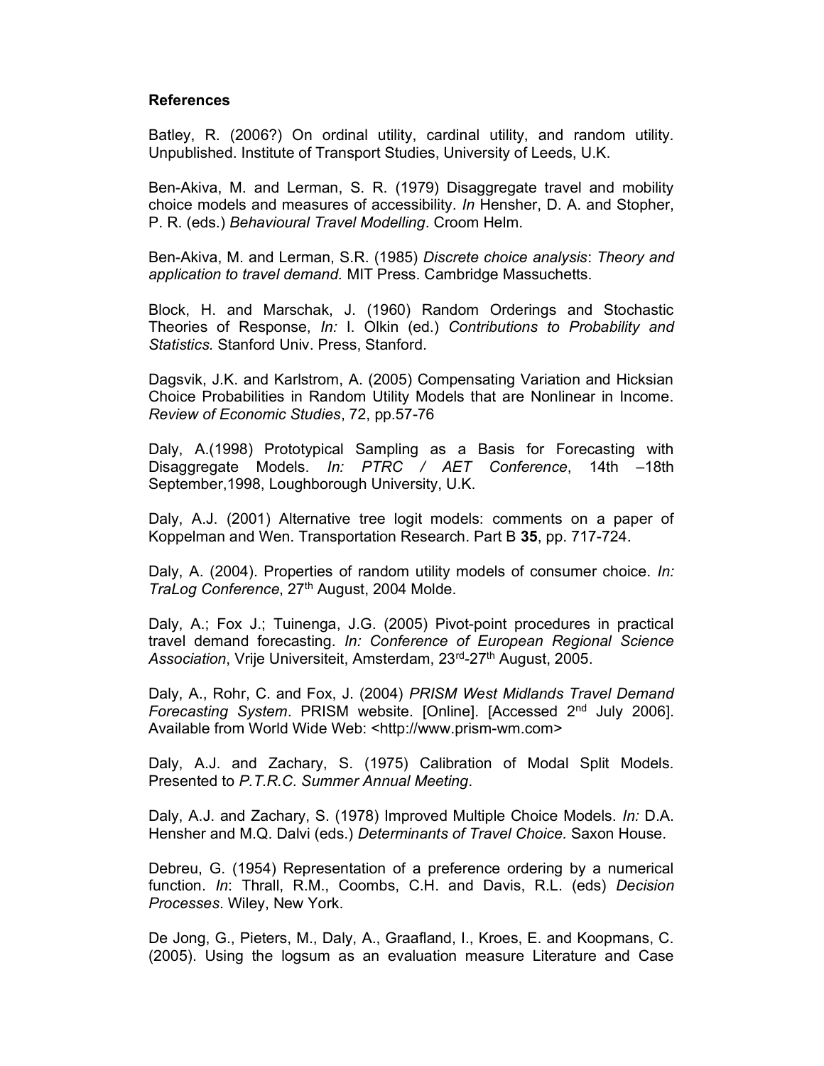**References**

Batley, R. (2006?) On ordinal utility, cardinal utility, and random utility. Unpublished. Institute of Transport Studies, University of Leeds, U.K.

Ben-Akiva, M. and Lerman, S. R. (1979) Disaggregate travel and mobility choice models and measures of accessibility. *In* Hensher, D. A. and Stopher, P. R. (eds.) *Behavioural Travel Modelling*. Croom Helm.

Ben-Akiva, M. and Lerman, S.R. (1985) *Discrete choice analysis*: *Theory and application to travel demand.* MIT Press. Cambridge Massuchetts.

Block, H. and Marschak, J. (1960) Random Orderings and Stochastic Theories of Response, *In:* I. Olkin (ed.) *Contributions to Probability and Statistics.* Stanford Univ. Press, Stanford.

Dagsvik, J.K. and Karlstrom, A. (2005) Compensating Variation and Hicksian Choice Probabilities in Random Utility Models that are Nonlinear in Income. *Review of Economic Studies*, 72, pp.57-76

Daly, A.(1998) Prototypical Sampling as a Basis for Forecasting with Disaggregate Models. *In: PTRC / AET Conference*, 14th –18th September,1998, Loughborough University, U.K.

Daly, A.J. (2001) Alternative tree logit models: comments on a paper of Koppelman and Wen. Transportation Research. Part B **35**, pp. 717-724.

Daly, A. (2004). Properties of random utility models of consumer choice. *In: TraLog Conference*, 27th August, 2004 Molde.

Daly, A.; Fox J.; Tuinenga, J.G. (2005) Pivot-point procedures in practical travel demand forecasting. *In: Conference of European Regional Science Association*, Vrije Universiteit, Amsterdam, 23rd-27th August, 2005.

Daly, A., Rohr, C. and Fox, J. (2004) *PRISM West Midlands Travel Demand Forecasting System*. PRISM website. [Online]. [Accessed 2nd July 2006]. Available from World Wide Web: <http://www.prism-wm.com>

Daly, A.J. and Zachary, S. (1975) Calibration of Modal Split Models. Presented to *P.T.R.C. Summer Annual Meeting*.

Daly, A.J. and Zachary, S. (1978) Improved Multiple Choice Models. *In:* D.A. Hensher and M.Q. Dalvi (eds.) *Determinants of Travel Choice.* Saxon House.

Debreu, G. (1954) Representation of a preference ordering by a numerical function. *In*: Thrall, R.M., Coombs, C.H. and Davis, R.L. (eds) *Decision Processes*. Wiley, New York.

De Jong, G., Pieters, M., Daly, A., Graafland, I., Kroes, E. and Koopmans, C. (2005). Using the logsum as an evaluation measure Literature and Case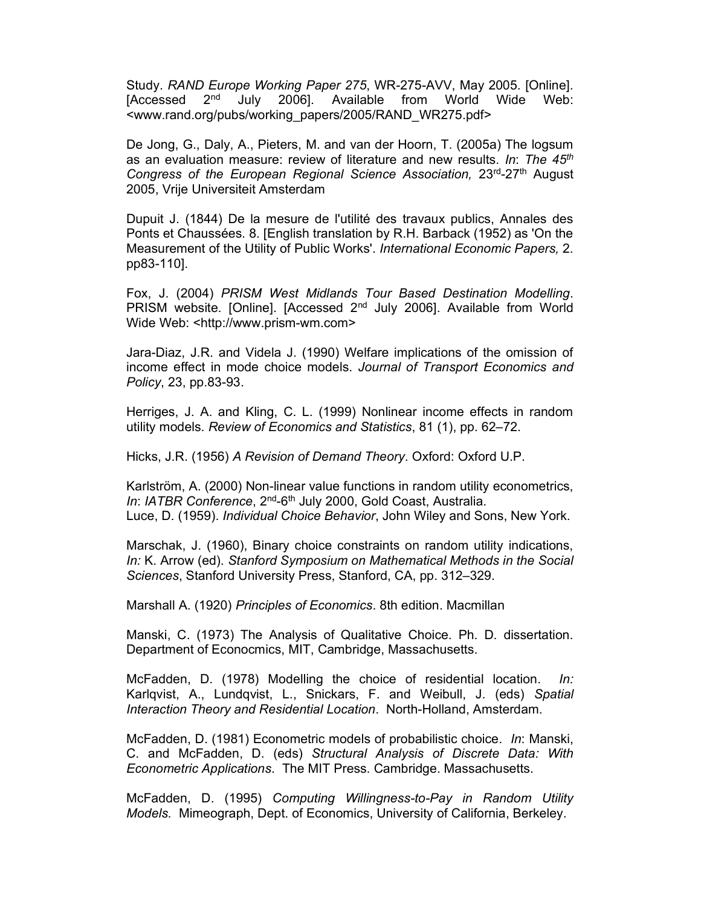Study. *RAND Europe Working Paper 275*, WR-275-AVV, May 2005. [Online]. [Accessed 2nd July 2006]. Available from World Wide Web: <www.rand.org/pubs/working_papers/2005/RAND_WR275.pdf>

De Jong, G., Daly, A., Pieters, M. and van der Hoorn, T. (2005a) The logsum as an evaluation measure: review of literature and new results. *In*: *The 45th Congress of the European Regional Science Association,* 23rd-27th August 2005, Vrije Universiteit Amsterdam

Dupuit J. (1844) De la mesure de l'utilité des travaux publics, Annales des Ponts et Chaussées. 8. [English translation by R.H. Barback (1952) as 'On the Measurement of the Utility of Public Works'. *International Economic Papers,* 2. pp83-110].

Fox, J. (2004) *PRISM West Midlands Tour Based Destination Modelling*. PRISM website. [Online]. [Accessed 2nd July 2006]. Available from World Wide Web: <http://www.prism-wm.com>

Jara-Diaz, J.R. and Videla J. (1990) Welfare implications of the omission of income effect in mode choice models. *Journal of Transport Economics and Policy*, 23, pp.83-93.

Herriges, J. A. and Kling, C. L. (1999) Nonlinear income effects in random utility models. *Review of Economics and Statistics*, 81 (1), pp. 62–72.

Hicks, J.R. (1956) *A Revision of Demand Theory*. Oxford: Oxford U.P.

Karlström, A. (2000) Non-linear value functions in random utility econometrics, *In*: *IATBR Conference*, 2nd-6th July 2000, Gold Coast, Australia.
Luce, D. (1959). *Individual Choice Behavior*, John Wiley and Sons, New York.

Marschak, J. (1960), Binary choice constraints on random utility indications, *In:* K. Arrow (ed). *Stanford Symposium on Mathematical Methods in the Social Sciences*, Stanford University Press, Stanford, CA, pp. 312–329.

Marshall A. (1920) *Principles of Economics*. 8th edition. Macmillan

Manski, C. (1973) The Analysis of Qualitative Choice. Ph. D. dissertation. Department of Econocmics, MIT, Cambridge, Massachusetts.

McFadden, D. (1978) Modelling the choice of residential location. *In:* Karlqvist, A., Lundqvist, L., Snickars, F. and Weibull, J. (eds) *Spatial Interaction Theory and Residential Location*. North-Holland, Amsterdam.

McFadden, D. (1981) Econometric models of probabilistic choice. *In*: Manski, C. and McFadden, D. (eds) *Structural Analysis of Discrete Data: With Econometric Applications*. The MIT Press. Cambridge. Massachusetts.

McFadden, D. (1995) *Computing Willingness-to-Pay in Random Utility Models.* Mimeograph, Dept. of Economics, University of California, Berkeley.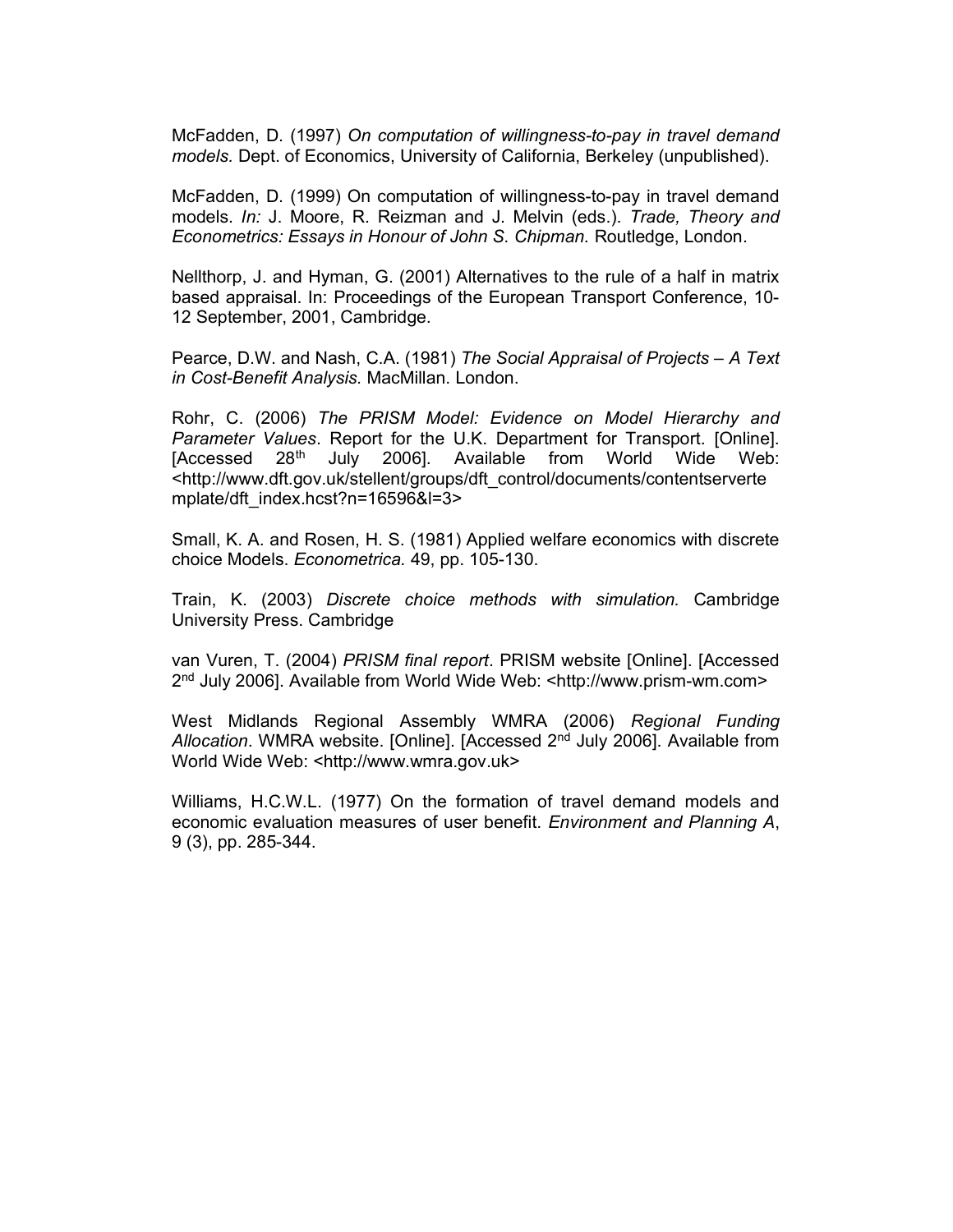McFadden, D. (1997) *On computation of willingness-to-pay in travel demand models.* Dept. of Economics, University of California, Berkeley (unpublished).

McFadden, D. (1999) On computation of willingness-to-pay in travel demand models. *In:* J. Moore, R. Reizman and J. Melvin (eds.). *Trade, Theory and Econometrics: Essays in Honour of John S. Chipman.* Routledge, London.

Nellthorp, J. and Hyman, G. (2001) Alternatives to the rule of a half in matrix based appraisal. In: Proceedings of the European Transport Conference, 10-12 September, 2001, Cambridge.

Pearce, D.W. and Nash, C.A. (1981) *The Social Appraisal of Projects – A Text in Cost-Benefit Analysis.* MacMillan. London.

Rohr, C. (2006) *The PRISM Model: Evidence on Model Hierarchy and Parameter Values*. Report for the U.K. Department for Transport. [Online]. [Accessed 28th July 2006]. Available from World Wide Web: <http://www.dft.gov.uk/stellent/groups/dft_control/documents/contentservertemplate/dft_index.hcst?n=16596&l=3>

Small, K. A. and Rosen, H. S. (1981) Applied welfare economics with discrete choice Models. *Econometrica.* 49, pp. 105-130.

Train, K. (2003) *Discrete choice methods with simulation.* Cambridge University Press. Cambridge

van Vuren, T. (2004) *PRISM final report*. PRISM website [Online]. [Accessed 2nd July 2006]. Available from World Wide Web: <http://www.prism-wm.com>

West Midlands Regional Assembly WMRA (2006) *Regional Funding Allocation*. WMRA website. [Online]. [Accessed 2nd July 2006]. Available from World Wide Web: <http://www.wmra.gov.uk>

Williams, H.C.W.L. (1977) On the formation of travel demand models and economic evaluation measures of user benefit. *Environment and Planning A*, 9 (3), pp. 285-344.